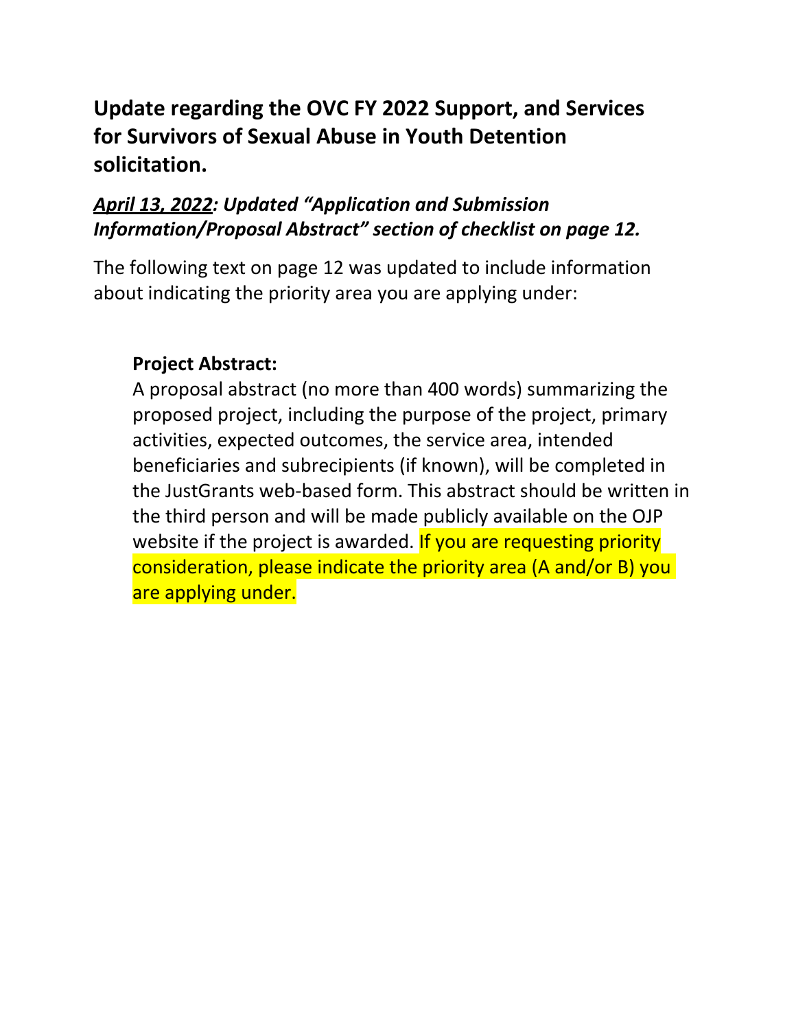## Update regarding the OVC FY 2022 Support, and Services for Survivors of Sexual Abuse in Youth Detention solicitation.

### ***April 13, 2022*: Updated "Application and Submission Information/Proposal Abstract" section of checklist on page 12.**

The following text on page 12 was updated to include information about indicating the priority area you are applying under:

> **Project Abstract:**
> A proposal abstract (no more than 400 words) summarizing the proposed project, including the purpose of the project, primary activities, expected outcomes, the service area, intended beneficiaries and subrecipients (if known), will be completed in the JustGrants web-based form. This abstract should be written in the third person and will be made publicly available on the OJP website if the project is awarded. If you are requesting priority consideration, please indicate the priority area (A and/or B) you are applying under.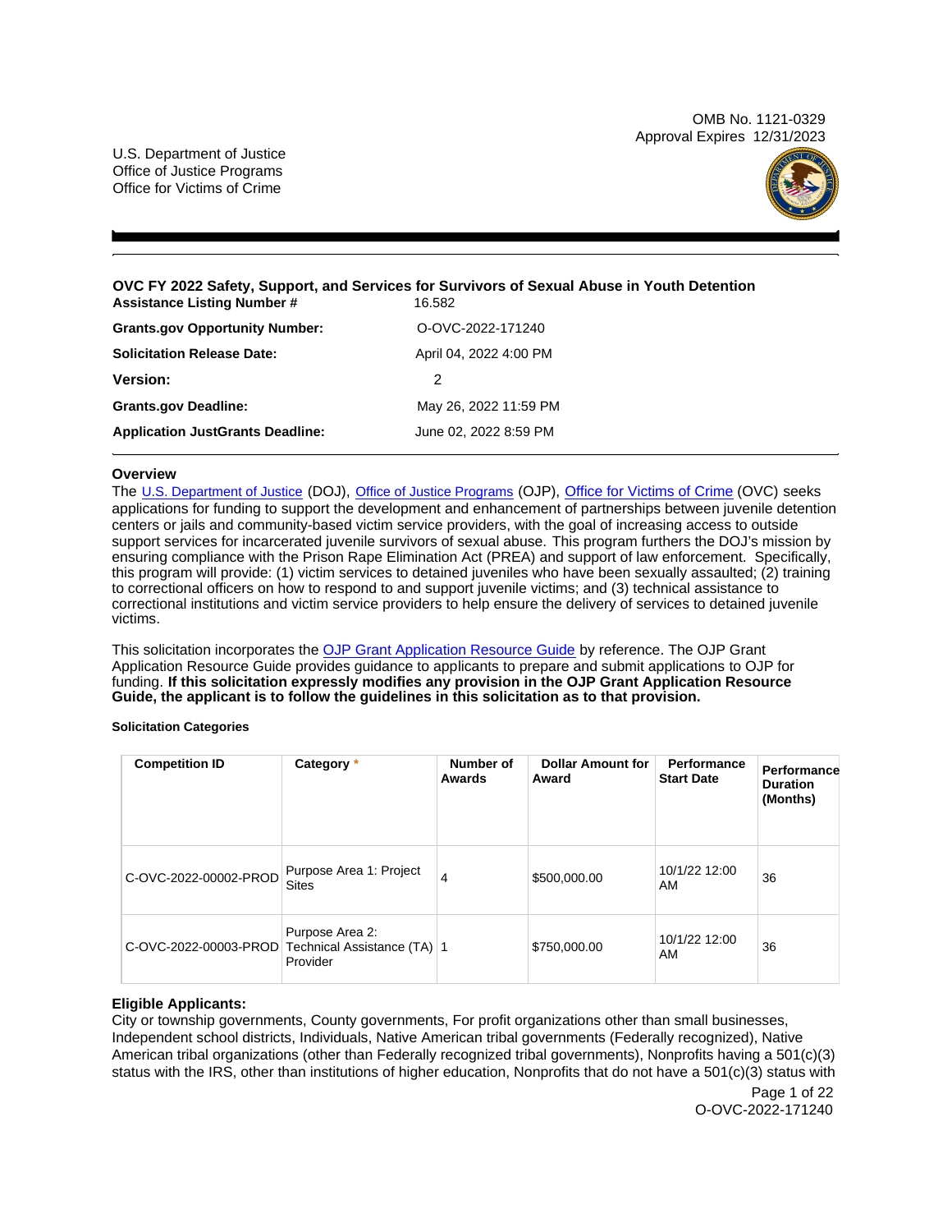OMB No. 1121-0329
Approval Expires 12/31/2023

U.S. Department of Justice
Office of Justice Programs
Office for Victims of Crime

## OVC FY 2022 Safety, Support, and Services for Survivors of Sexual Abuse in Youth Detention

| | |
|---|---|
| **Assistance Listing Number #** | 16.582 |
| **Grants.gov Opportunity Number:** | O-OVC-2022-171240 |
| **Solicitation Release Date:** | April 04, 2022 4:00 PM |
| **Version:** | 2 |
| **Grants.gov Deadline:** | May 26, 2022 11:59 PM |
| **Application JustGrants Deadline:** | June 02, 2022 8:59 PM |

### Overview

The U.S. Department of Justice (DOJ), Office of Justice Programs (OJP), Office for Victims of Crime (OVC) seeks applications for funding to support the development and enhancement of partnerships between juvenile detention centers or jails and community-based victim service providers, with the goal of increasing access to outside support services for incarcerated juvenile survivors of sexual abuse. This program furthers the DOJ's mission by ensuring compliance with the Prison Rape Elimination Act (PREA) and support of law enforcement. Specifically, this program will provide: (1) victim services to detained juveniles who have been sexually assaulted; (2) training to correctional officers on how to respond to and support juvenile victims; and (3) technical assistance to correctional institutions and victim service providers to help ensure the delivery of services to detained juvenile victims.

This solicitation incorporates the OJP Grant Application Resource Guide by reference. The OJP Grant Application Resource Guide provides guidance to applicants to prepare and submit applications to OJP for funding. **If this solicitation expressly modifies any provision in the OJP Grant Application Resource Guide, the applicant is to follow the guidelines in this solicitation as to that provision.**

#### Solicitation Categories

| Competition ID | Category * | Number of Awards | Dollar Amount for Award | Performance Start Date | Performance Duration (Months) |
|---|---|---|---|---|---|
| C-OVC-2022-00002-PROD | Purpose Area 1: Project Sites | 4 | $500,000.00 | 10/1/22 12:00 AM | 36 |
| C-OVC-2022-00003-PROD | Purpose Area 2: Technical Assistance (TA) Provider | 1 | $750,000.00 | 10/1/22 12:00 AM | 36 |

### Eligible Applicants:

City or township governments, County governments, For profit organizations other than small businesses, Independent school districts, Individuals, Native American tribal governments (Federally recognized), Native American tribal organizations (other than Federally recognized tribal governments), Nonprofits having a 501(c)(3) status with the IRS, other than institutions of higher education, Nonprofits that do not have a 501(c)(3) status with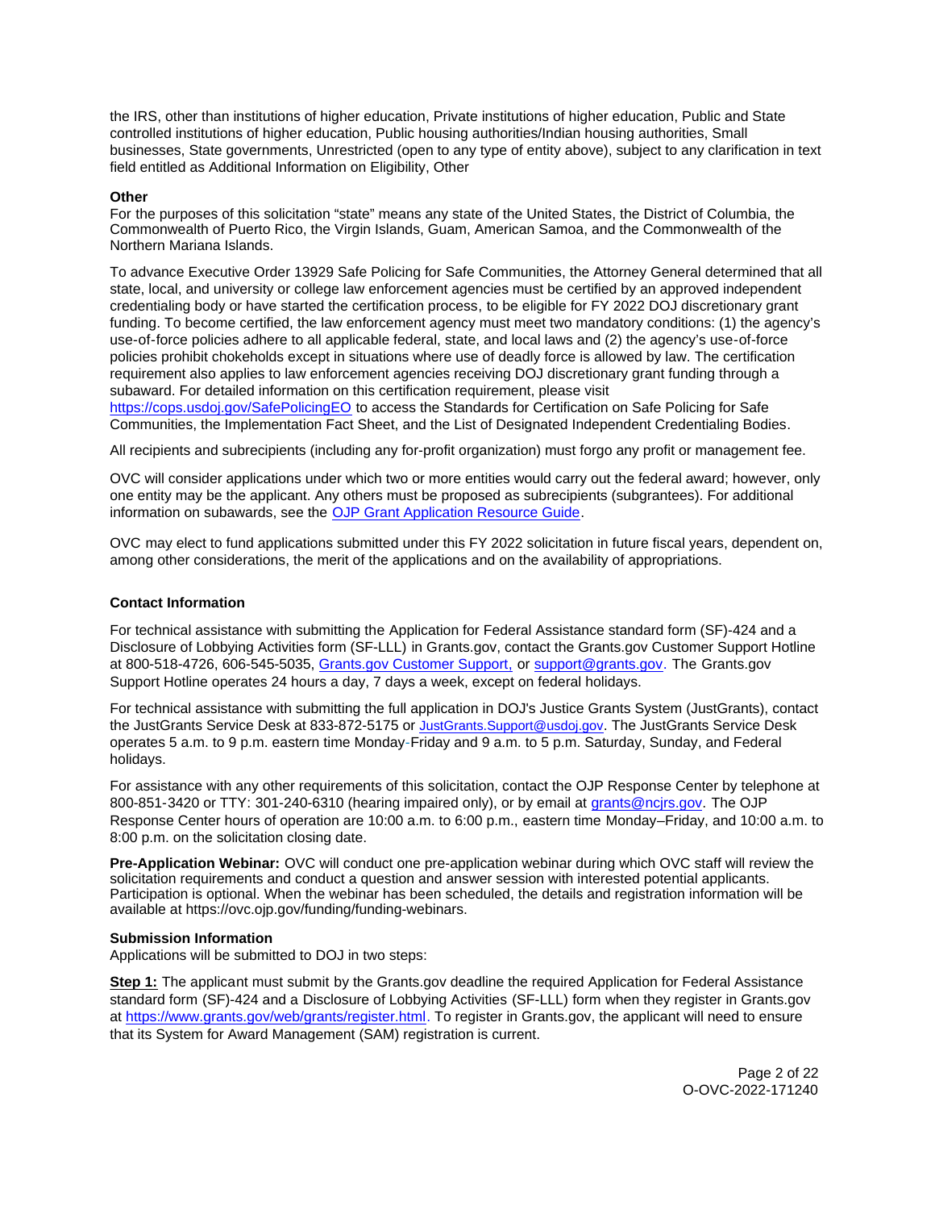the IRS, other than institutions of higher education, Private institutions of higher education, Public and State controlled institutions of higher education, Public housing authorities/Indian housing authorities, Small businesses, State governments, Unrestricted (open to any type of entity above), subject to any clarification in text field entitled as Additional Information on Eligibility, Other

**Other**

For the purposes of this solicitation "state" means any state of the United States, the District of Columbia, the Commonwealth of Puerto Rico, the Virgin Islands, Guam, American Samoa, and the Commonwealth of the Northern Mariana Islands.

To advance Executive Order 13929 Safe Policing for Safe Communities, the Attorney General determined that all state, local, and university or college law enforcement agencies must be certified by an approved independent credentialing body or have started the certification process, to be eligible for FY 2022 DOJ discretionary grant funding. To become certified, the law enforcement agency must meet two mandatory conditions: (1) the agency's use-of-force policies adhere to all applicable federal, state, and local laws and (2) the agency's use-of-force policies prohibit chokeholds except in situations where use of deadly force is allowed by law. The certification requirement also applies to law enforcement agencies receiving DOJ discretionary grant funding through a subaward. For detailed information on this certification requirement, please visit https://cops.usdoj.gov/SafePolicingEO to access the Standards for Certification on Safe Policing for Safe Communities, the Implementation Fact Sheet, and the List of Designated Independent Credentialing Bodies.

All recipients and subrecipients (including any for-profit organization) must forgo any profit or management fee.

OVC will consider applications under which two or more entities would carry out the federal award; however, only one entity may be the applicant. Any others must be proposed as subrecipients (subgrantees). For additional information on subawards, see the OJP Grant Application Resource Guide.

OVC may elect to fund applications submitted under this FY 2022 solicitation in future fiscal years, dependent on, among other considerations, the merit of the applications and on the availability of appropriations.

**Contact Information**

For technical assistance with submitting the Application for Federal Assistance standard form (SF)-424 and a Disclosure of Lobbying Activities form (SF-LLL) in Grants.gov, contact the Grants.gov Customer Support Hotline at 800-518-4726, 606-545-5035, Grants.gov Customer Support, or support@grants.gov. The Grants.gov Support Hotline operates 24 hours a day, 7 days a week, except on federal holidays.

For technical assistance with submitting the full application in DOJ's Justice Grants System (JustGrants), contact the JustGrants Service Desk at 833-872-5175 or JustGrants.Support@usdoj.gov. The JustGrants Service Desk operates 5 a.m. to 9 p.m. eastern time Monday-Friday and 9 a.m. to 5 p.m. Saturday, Sunday, and Federal holidays.

For assistance with any other requirements of this solicitation, contact the OJP Response Center by telephone at 800-851-3420 or TTY: 301-240-6310 (hearing impaired only), or by email at grants@ncjrs.gov. The OJP Response Center hours of operation are 10:00 a.m. to 6:00 p.m., eastern time Monday–Friday, and 10:00 a.m. to 8:00 p.m. on the solicitation closing date.

**Pre-Application Webinar:** OVC will conduct one pre-application webinar during which OVC staff will review the solicitation requirements and conduct a question and answer session with interested potential applicants. Participation is optional. When the webinar has been scheduled, the details and registration information will be available at https://ovc.ojp.gov/funding/funding-webinars.

**Submission Information**

Applications will be submitted to DOJ in two steps:

**Step 1:** The applicant must submit by the Grants.gov deadline the required Application for Federal Assistance standard form (SF)-424 and a Disclosure of Lobbying Activities (SF-LLL) form when they register in Grants.gov at https://www.grants.gov/web/grants/register.html. To register in Grants.gov, the applicant will need to ensure that its System for Award Management (SAM) registration is current.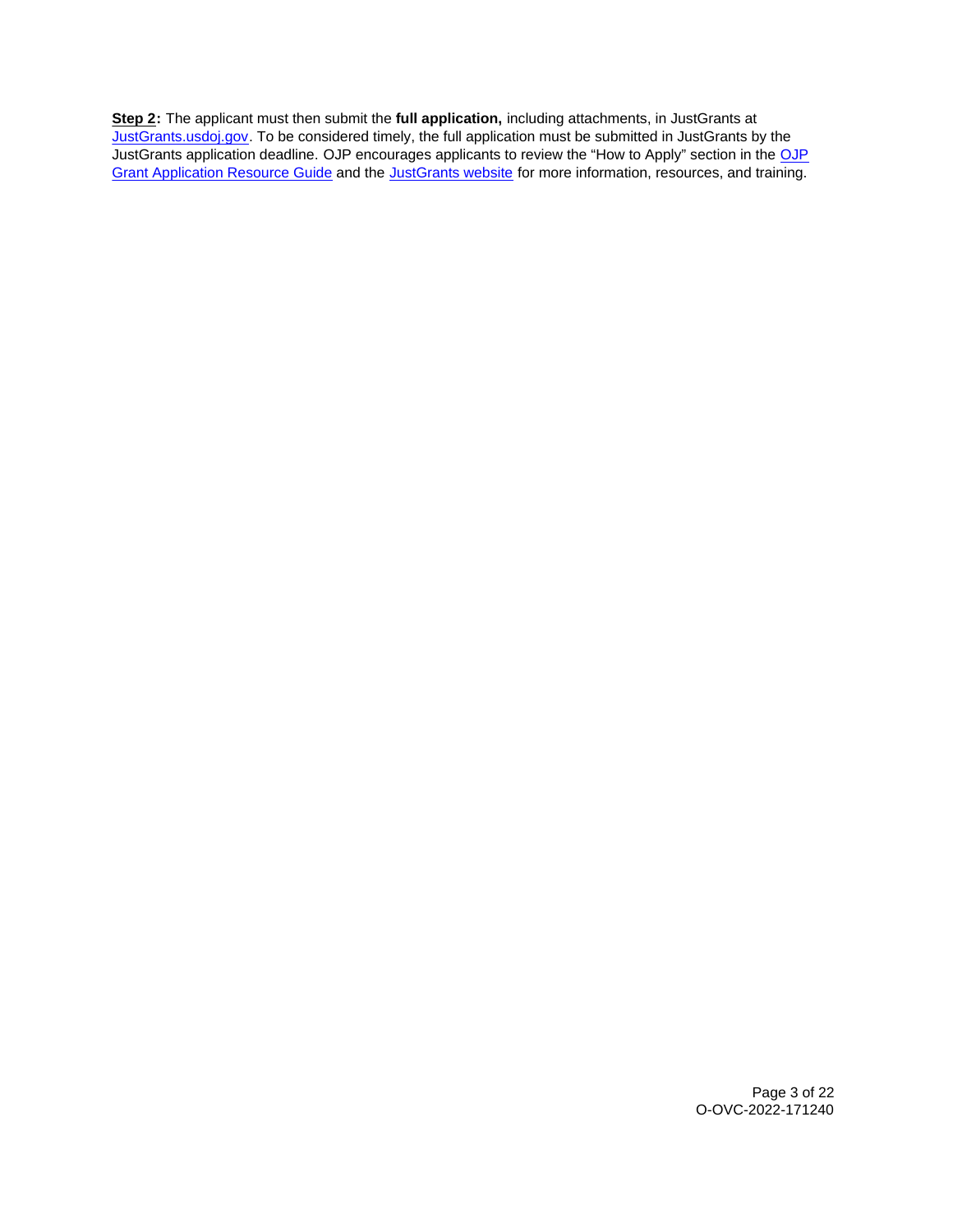**Step 2:** The applicant must then submit the **full application,** including attachments, in JustGrants at [JustGrants.usdoj.gov](https://JustGrants.usdoj.gov). To be considered timely, the full application must be submitted in JustGrants by the JustGrants application deadline. OJP encourages applicants to review the "How to Apply" section in the [OJP Grant Application Resource Guide]() and the [JustGrants website]() for more information, resources, and training.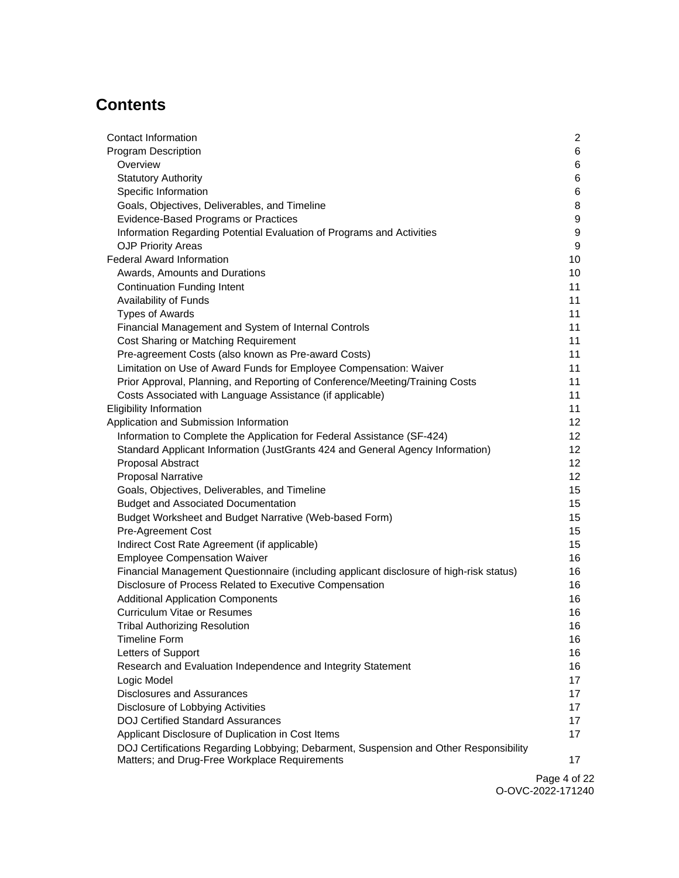# Contents

| | |
|---|---|
| Contact Information | 2 |
| Program Description | 6 |
| Overview | 6 |
| Statutory Authority | 6 |
| Specific Information | 6 |
| Goals, Objectives, Deliverables, and Timeline | 8 |
| Evidence-Based Programs or Practices | 9 |
| Information Regarding Potential Evaluation of Programs and Activities | 9 |
| OJP Priority Areas | 9 |
| Federal Award Information | 10 |
| Awards, Amounts and Durations | 10 |
| Continuation Funding Intent | 11 |
| Availability of Funds | 11 |
| Types of Awards | 11 |
| Financial Management and System of Internal Controls | 11 |
| Cost Sharing or Matching Requirement | 11 |
| Pre-agreement Costs (also known as Pre-award Costs) | 11 |
| Limitation on Use of Award Funds for Employee Compensation: Waiver | 11 |
| Prior Approval, Planning, and Reporting of Conference/Meeting/Training Costs | 11 |
| Costs Associated with Language Assistance (if applicable) | 11 |
| Eligibility Information | 11 |
| Application and Submission Information | 12 |
| Information to Complete the Application for Federal Assistance (SF-424) | 12 |
| Standard Applicant Information (JustGrants 424 and General Agency Information) | 12 |
| Proposal Abstract | 12 |
| Proposal Narrative | 12 |
| Goals, Objectives, Deliverables, and Timeline | 15 |
| Budget and Associated Documentation | 15 |
| Budget Worksheet and Budget Narrative (Web-based Form) | 15 |
| Pre-Agreement Cost | 15 |
| Indirect Cost Rate Agreement (if applicable) | 15 |
| Employee Compensation Waiver | 16 |
| Financial Management Questionnaire (including applicant disclosure of high-risk status) | 16 |
| Disclosure of Process Related to Executive Compensation | 16 |
| Additional Application Components | 16 |
| Curriculum Vitae or Resumes | 16 |
| Tribal Authorizing Resolution | 16 |
| Timeline Form | 16 |
| Letters of Support | 16 |
| Research and Evaluation Independence and Integrity Statement | 16 |
| Logic Model | 17 |
| Disclosures and Assurances | 17 |
| Disclosure of Lobbying Activities | 17 |
| DOJ Certified Standard Assurances | 17 |
| Applicant Disclosure of Duplication in Cost Items | 17 |
| DOJ Certifications Regarding Lobbying; Debarment, Suspension and Other Responsibility Matters; and Drug-Free Workplace Requirements | 17 |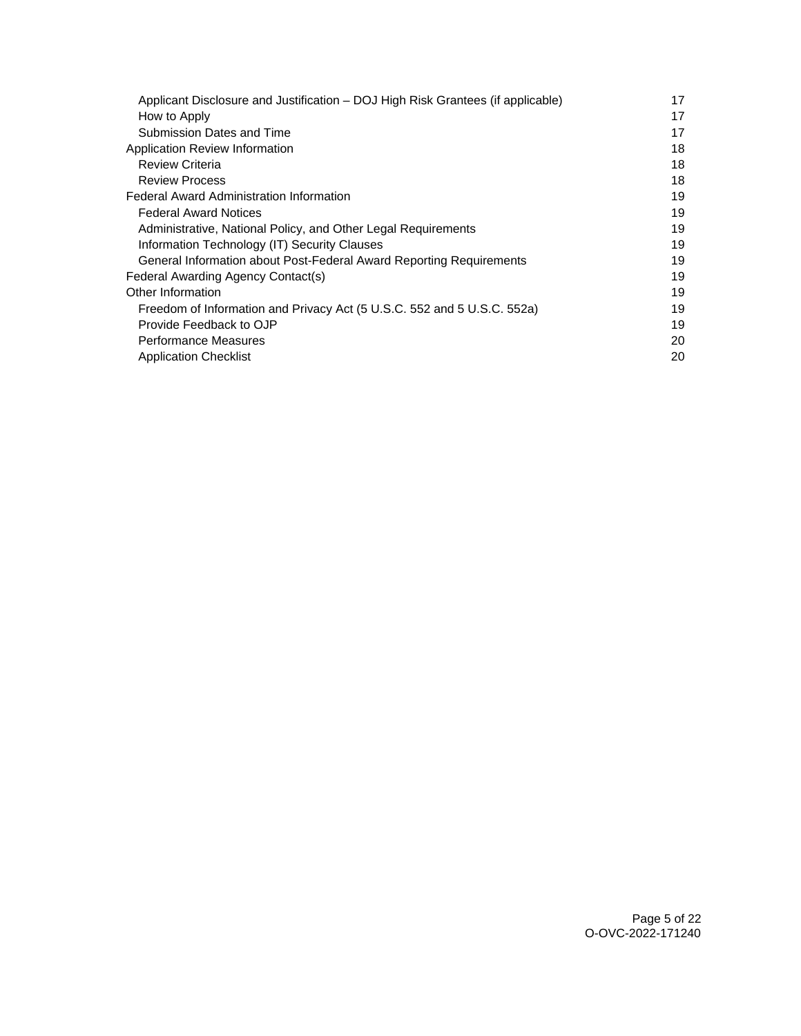- Applicant Disclosure and Justification – DOJ High Risk Grantees (if applicable) 17
- How to Apply 17
- Submission Dates and Time 17

Application Review Information 18

- Review Criteria 18
- Review Process 18

Federal Award Administration Information 19

- Federal Award Notices 19
- Administrative, National Policy, and Other Legal Requirements 19
- Information Technology (IT) Security Clauses 19
- General Information about Post-Federal Award Reporting Requirements 19

Federal Awarding Agency Contact(s) 19

Other Information 19

- Freedom of Information and Privacy Act (5 U.S.C. 552 and 5 U.S.C. 552a) 19
- Provide Feedback to OJP 19
- Performance Measures 20
- Application Checklist 20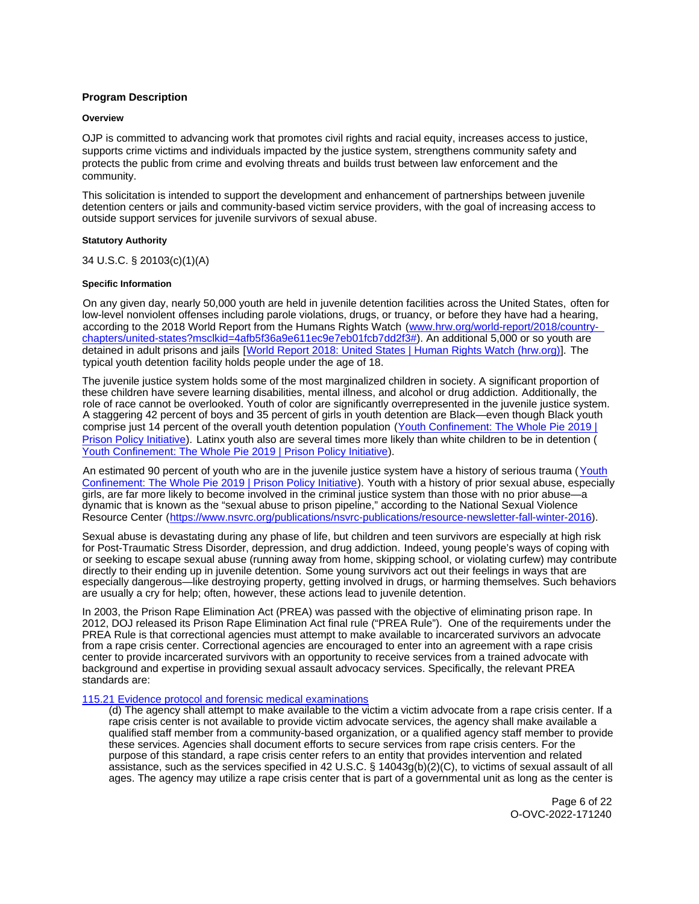## Program Description

### Overview

OJP is committed to advancing work that promotes civil rights and racial equity, increases access to justice, supports crime victims and individuals impacted by the justice system, strengthens community safety and protects the public from crime and evolving threats and builds trust between law enforcement and the community.

This solicitation is intended to support the development and enhancement of partnerships between juvenile detention centers or jails and community-based victim service providers, with the goal of increasing access to outside support services for juvenile survivors of sexual abuse.

### Statutory Authority

34 U.S.C. § 20103(c)(1)(A)

### Specific Information

On any given day, nearly 50,000 youth are held in juvenile detention facilities across the United States, often for low-level nonviolent offenses including parole violations, drugs, or truancy, or before they have had a hearing, according to the 2018 World Report from the Humans Rights Watch ([www.hrw.org/world-report/2018/country-chapters/united-states?msclkid=4afb5f36a9e611ec9e7eb01fcb7dd2f3#](www.hrw.org/world-report/2018/country-chapters/united-states?msclkid=4afb5f36a9e611ec9e7eb01fcb7dd2f3#)). An additional 5,000 or so youth are detained in adult prisons and jails [[World Report 2018: United States | Human Rights Watch (hrw.org)](World Report 2018: United States | Human Rights Watch (hrw.org))]. The typical youth detention facility holds people under the age of 18.

The juvenile justice system holds some of the most marginalized children in society. A significant proportion of these children have severe learning disabilities, mental illness, and alcohol or drug addiction. Additionally, the role of race cannot be overlooked. Youth of color are significantly overrepresented in the juvenile justice system. A staggering 42 percent of boys and 35 percent of girls in youth detention are Black—even though Black youth comprise just 14 percent of the overall youth detention population (Youth Confinement: The Whole Pie 2019 | Prison Policy Initiative). Latinx youth also are several times more likely than white children to be in detention (Youth Confinement: The Whole Pie 2019 | Prison Policy Initiative).

An estimated 90 percent of youth who are in the juvenile justice system have a history of serious trauma (Youth Confinement: The Whole Pie 2019 | Prison Policy Initiative). Youth with a history of prior sexual abuse, especially girls, are far more likely to become involved in the criminal justice system than those with no prior abuse—a dynamic that is known as the "sexual abuse to prison pipeline," according to the National Sexual Violence Resource Center (https://www.nsvrc.org/publications/nsvrc-publications/resource-newsletter-fall-winter-2016).

Sexual abuse is devastating during any phase of life, but children and teen survivors are especially at high risk for Post-Traumatic Stress Disorder, depression, and drug addiction. Indeed, young people's ways of coping with or seeking to escape sexual abuse (running away from home, skipping school, or violating curfew) may contribute directly to their ending up in juvenile detention. Some young survivors act out their feelings in ways that are especially dangerous—like destroying property, getting involved in drugs, or harming themselves. Such behaviors are usually a cry for help; often, however, these actions lead to juvenile detention.

In 2003, the Prison Rape Elimination Act (PREA) was passed with the objective of eliminating prison rape. In 2012, DOJ released its Prison Rape Elimination Act final rule ("PREA Rule"). One of the requirements under the PREA Rule is that correctional agencies must attempt to make available to incarcerated survivors an advocate from a rape crisis center. Correctional agencies are encouraged to enter into an agreement with a rape crisis center to provide incarcerated survivors with an opportunity to receive services from a trained advocate with background and expertise in providing sexual assault advocacy services. Specifically, the relevant PREA standards are:

115.21 Evidence protocol and forensic medical examinations

(d) The agency shall attempt to make available to the victim a victim advocate from a rape crisis center. If a rape crisis center is not available to provide victim advocate services, the agency shall make available a qualified staff member from a community-based organization, or a qualified agency staff member to provide these services. Agencies shall document efforts to secure services from rape crisis centers. For the purpose of this standard, a rape crisis center refers to an entity that provides intervention and related assistance, such as the services specified in 42 U.S.C. § 14043g(b)(2)(C), to victims of sexual assault of all ages. The agency may utilize a rape crisis center that is part of a governmental unit as long as the center is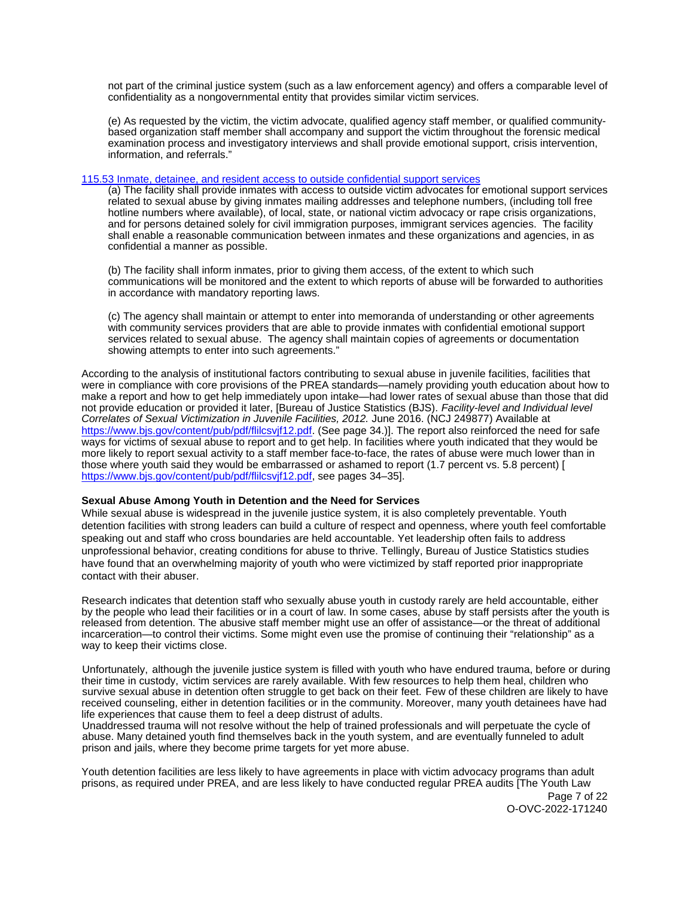not part of the criminal justice system (such as a law enforcement agency) and offers a comparable level of confidentiality as a nongovernmental entity that provides similar victim services.

(e) As requested by the victim, the victim advocate, qualified agency staff member, or qualified community-based organization staff member shall accompany and support the victim throughout the forensic medical examination process and investigatory interviews and shall provide emotional support, crisis intervention, information, and referrals."

115.53 Inmate, detainee, and resident access to outside confidential support services

(a) The facility shall provide inmates with access to outside victim advocates for emotional support services related to sexual abuse by giving inmates mailing addresses and telephone numbers, (including toll free hotline numbers where available), of local, state, or national victim advocacy or rape crisis organizations, and for persons detained solely for civil immigration purposes, immigrant services agencies. The facility shall enable a reasonable communication between inmates and these organizations and agencies, in as confidential a manner as possible.

(b) The facility shall inform inmates, prior to giving them access, of the extent to which such communications will be monitored and the extent to which reports of abuse will be forwarded to authorities in accordance with mandatory reporting laws.

(c) The agency shall maintain or attempt to enter into memoranda of understanding or other agreements with community services providers that are able to provide inmates with confidential emotional support services related to sexual abuse. The agency shall maintain copies of agreements or documentation showing attempts to enter into such agreements."

According to the analysis of institutional factors contributing to sexual abuse in juvenile facilities, facilities that were in compliance with core provisions of the PREA standards—namely providing youth education about how to make a report and how to get help immediately upon intake—had lower rates of sexual abuse than those that did not provide education or provided it later, [Bureau of Justice Statistics (BJS). *Facility-level and Individual level Correlates of Sexual Victimization in Juvenile Facilities, 2012.* June 2016. (NCJ 249877) Available at https://www.bjs.gov/content/pub/pdf/flilcsvjf12.pdf. (See page 34.)]. The report also reinforced the need for safe ways for victims of sexual abuse to report and to get help. In facilities where youth indicated that they would be more likely to report sexual activity to a staff member face-to-face, the rates of abuse were much lower than in those where youth said they would be embarrassed or ashamed to report (1.7 percent vs. 5.8 percent) [ https://www.bjs.gov/content/pub/pdf/flilcsvjf12.pdf, see pages 34–35].

**Sexual Abuse Among Youth in Detention and the Need for Services**

While sexual abuse is widespread in the juvenile justice system, it is also completely preventable. Youth detention facilities with strong leaders can build a culture of respect and openness, where youth feel comfortable speaking out and staff who cross boundaries are held accountable. Yet leadership often fails to address unprofessional behavior, creating conditions for abuse to thrive. Tellingly, Bureau of Justice Statistics studies have found that an overwhelming majority of youth who were victimized by staff reported prior inappropriate contact with their abuser.

Research indicates that detention staff who sexually abuse youth in custody rarely are held accountable, either by the people who lead their facilities or in a court of law. In some cases, abuse by staff persists after the youth is released from detention. The abusive staff member might use an offer of assistance—or the threat of additional incarceration—to control their victims. Some might even use the promise of continuing their "relationship" as a way to keep their victims close.

Unfortunately, although the juvenile justice system is filled with youth who have endured trauma, before or during their time in custody, victim services are rarely available. With few resources to help them heal, children who survive sexual abuse in detention often struggle to get back on their feet. Few of these children are likely to have received counseling, either in detention facilities or in the community. Moreover, many youth detainees have had life experiences that cause them to feel a deep distrust of adults.
Unaddressed trauma will not resolve without the help of trained professionals and will perpetuate the cycle of abuse. Many detained youth find themselves back in the youth system, and are eventually funneled to adult prison and jails, where they become prime targets for yet more abuse.

Youth detention facilities are less likely to have agreements in place with victim advocacy programs than adult prisons, as required under PREA, and are less likely to have conducted regular PREA audits [The Youth Law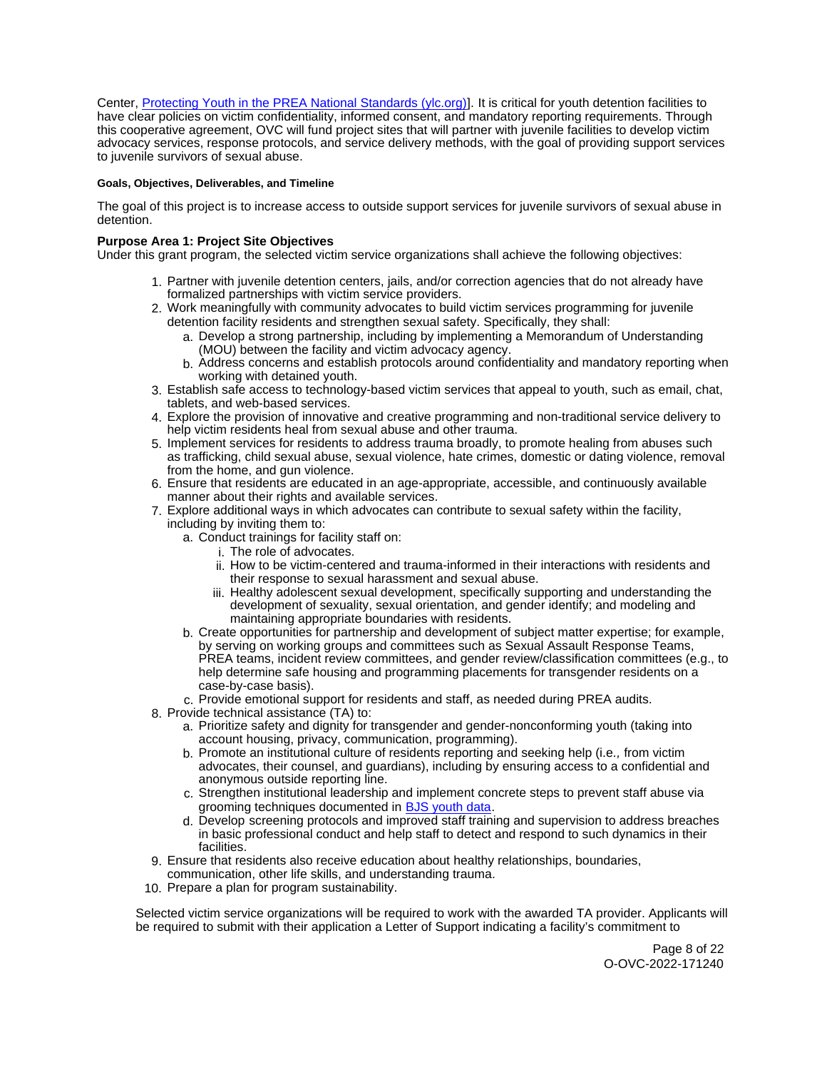Center, [Protecting Youth in the PREA National Standards (ylc.org)]. It is critical for youth detention facilities to have clear policies on victim confidentiality, informed consent, and mandatory reporting requirements. Through this cooperative agreement, OVC will fund project sites that will partner with juvenile facilities to develop victim advocacy services, response protocols, and service delivery methods, with the goal of providing support services to juvenile survivors of sexual abuse.

#### Goals, Objectives, Deliverables, and Timeline

The goal of this project is to increase access to outside support services for juvenile survivors of sexual abuse in detention.

**Purpose Area 1: Project Site Objectives**
Under this grant program, the selected victim service organizations shall achieve the following objectives:

1. Partner with juvenile detention centers, jails, and/or correction agencies that do not already have formalized partnerships with victim service providers.
2. Work meaningfully with community advocates to build victim services programming for juvenile detention facility residents and strengthen sexual safety. Specifically, they shall:
   a. Develop a strong partnership, including by implementing a Memorandum of Understanding (MOU) between the facility and victim advocacy agency.
   b. Address concerns and establish protocols around confidentiality and mandatory reporting when working with detained youth.
3. Establish safe access to technology-based victim services that appeal to youth, such as email, chat, tablets, and web-based services.
4. Explore the provision of innovative and creative programming and non-traditional service delivery to help victim residents heal from sexual abuse and other trauma.
5. Implement services for residents to address trauma broadly, to promote healing from abuses such as trafficking, child sexual abuse, sexual violence, hate crimes, domestic or dating violence, removal from the home, and gun violence.
6. Ensure that residents are educated in an age-appropriate, accessible, and continuously available manner about their rights and available services.
7. Explore additional ways in which advocates can contribute to sexual safety within the facility, including by inviting them to:
   a. Conduct trainings for facility staff on:
      i. The role of advocates.
      ii. How to be victim-centered and trauma-informed in their interactions with residents and their response to sexual harassment and sexual abuse.
      iii. Healthy adolescent sexual development, specifically supporting and understanding the development of sexuality, sexual orientation, and gender identify; and modeling and maintaining appropriate boundaries with residents.
   b. Create opportunities for partnership and development of subject matter expertise; for example, by serving on working groups and committees such as Sexual Assault Response Teams, PREA teams, incident review committees, and gender review/classification committees (e.g., to help determine safe housing and programming placements for transgender residents on a case-by-case basis).
   c. Provide emotional support for residents and staff, as needed during PREA audits.
8. Provide technical assistance (TA) to:
   a. Prioritize safety and dignity for transgender and gender-nonconforming youth (taking into account housing, privacy, communication, programming).
   b. Promote an institutional culture of residents reporting and seeking help (i.e., from victim advocates, their counsel, and guardians), including by ensuring access to a confidential and anonymous outside reporting line.
   c. Strengthen institutional leadership and implement concrete steps to prevent staff abuse via grooming techniques documented in [BJS youth data].
   d. Develop screening protocols and improved staff training and supervision to address breaches in basic professional conduct and help staff to detect and respond to such dynamics in their facilities.
9. Ensure that residents also receive education about healthy relationships, boundaries, communication, other life skills, and understanding trauma.
10. Prepare a plan for program sustainability.

Selected victim service organizations will be required to work with the awarded TA provider. Applicants will be required to submit with their application a Letter of Support indicating a facility's commitment to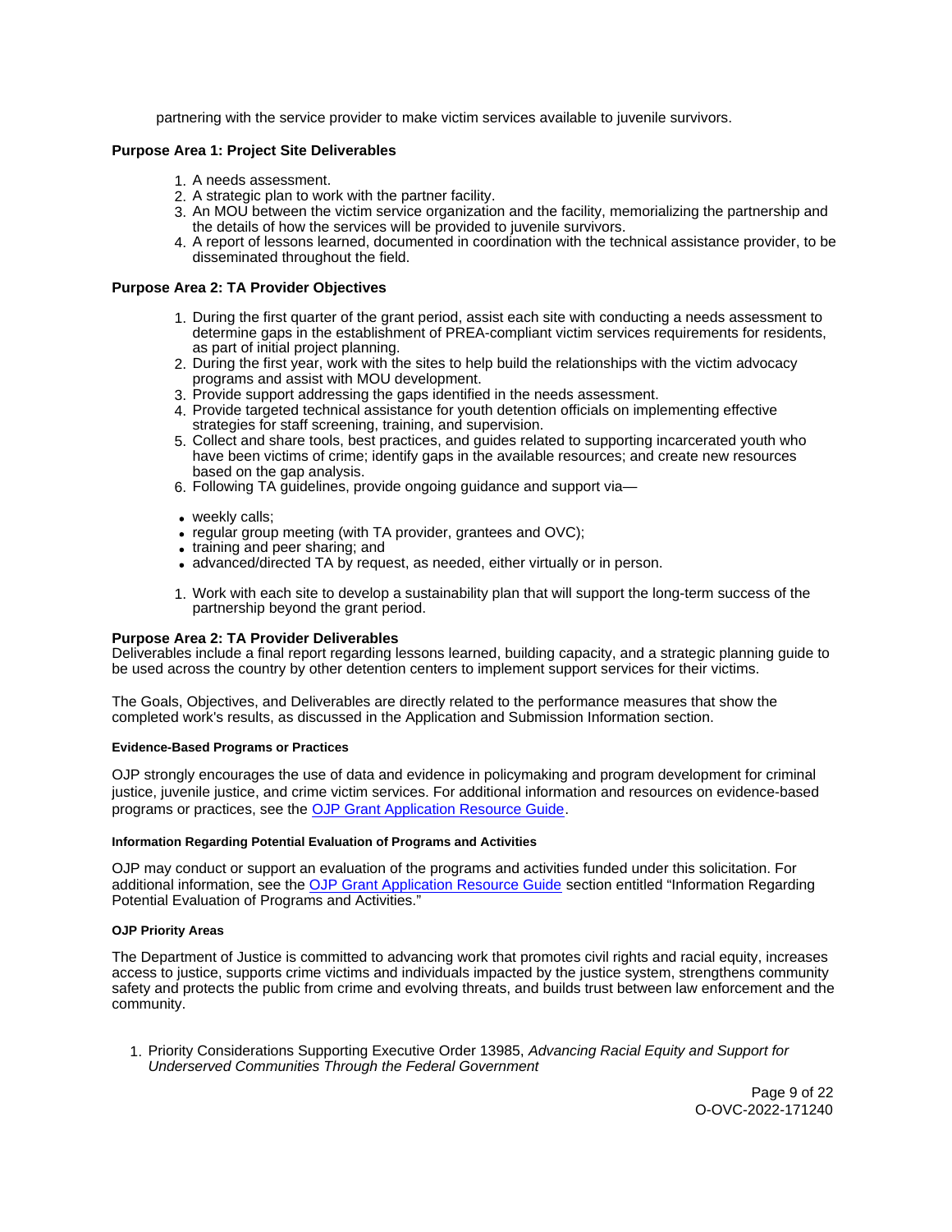partnering with the service provider to make victim services available to juvenile survivors.

**Purpose Area 1: Project Site Deliverables**

1. A needs assessment.
2. A strategic plan to work with the partner facility.
3. An MOU between the victim service organization and the facility, memorializing the partnership and the details of how the services will be provided to juvenile survivors.
4. A report of lessons learned, documented in coordination with the technical assistance provider, to be disseminated throughout the field.

**Purpose Area 2: TA Provider Objectives**

1. During the first quarter of the grant period, assist each site with conducting a needs assessment to determine gaps in the establishment of PREA-compliant victim services requirements for residents, as part of initial project planning.
2. During the first year, work with the sites to help build the relationships with the victim advocacy programs and assist with MOU development.
3. Provide support addressing the gaps identified in the needs assessment.
4. Provide targeted technical assistance for youth detention officials on implementing effective strategies for staff screening, training, and supervision.
5. Collect and share tools, best practices, and guides related to supporting incarcerated youth who have been victims of crime; identify gaps in the available resources; and create new resources based on the gap analysis.
6. Following TA guidelines, provide ongoing guidance and support via—

- weekly calls;
- regular group meeting (with TA provider, grantees and OVC);
- training and peer sharing; and
- advanced/directed TA by request, as needed, either virtually or in person.

1. Work with each site to develop a sustainability plan that will support the long-term success of the partnership beyond the grant period.

**Purpose Area 2: TA Provider Deliverables**
Deliverables include a final report regarding lessons learned, building capacity, and a strategic planning guide to be used across the country by other detention centers to implement support services for their victims.

The Goals, Objectives, and Deliverables are directly related to the performance measures that show the completed work's results, as discussed in the Application and Submission Information section.

#### Evidence-Based Programs or Practices

OJP strongly encourages the use of data and evidence in policymaking and program development for criminal justice, juvenile justice, and crime victim services. For additional information and resources on evidence-based programs or practices, see the OJP Grant Application Resource Guide.

#### Information Regarding Potential Evaluation of Programs and Activities

OJP may conduct or support an evaluation of the programs and activities funded under this solicitation. For additional information, see the OJP Grant Application Resource Guide section entitled "Information Regarding Potential Evaluation of Programs and Activities."

#### OJP Priority Areas

The Department of Justice is committed to advancing work that promotes civil rights and racial equity, increases access to justice, supports crime victims and individuals impacted by the justice system, strengthens community safety and protects the public from crime and evolving threats, and builds trust between law enforcement and the community.

1. Priority Considerations Supporting Executive Order 13985, *Advancing Racial Equity and Support for Underserved Communities Through the Federal Government*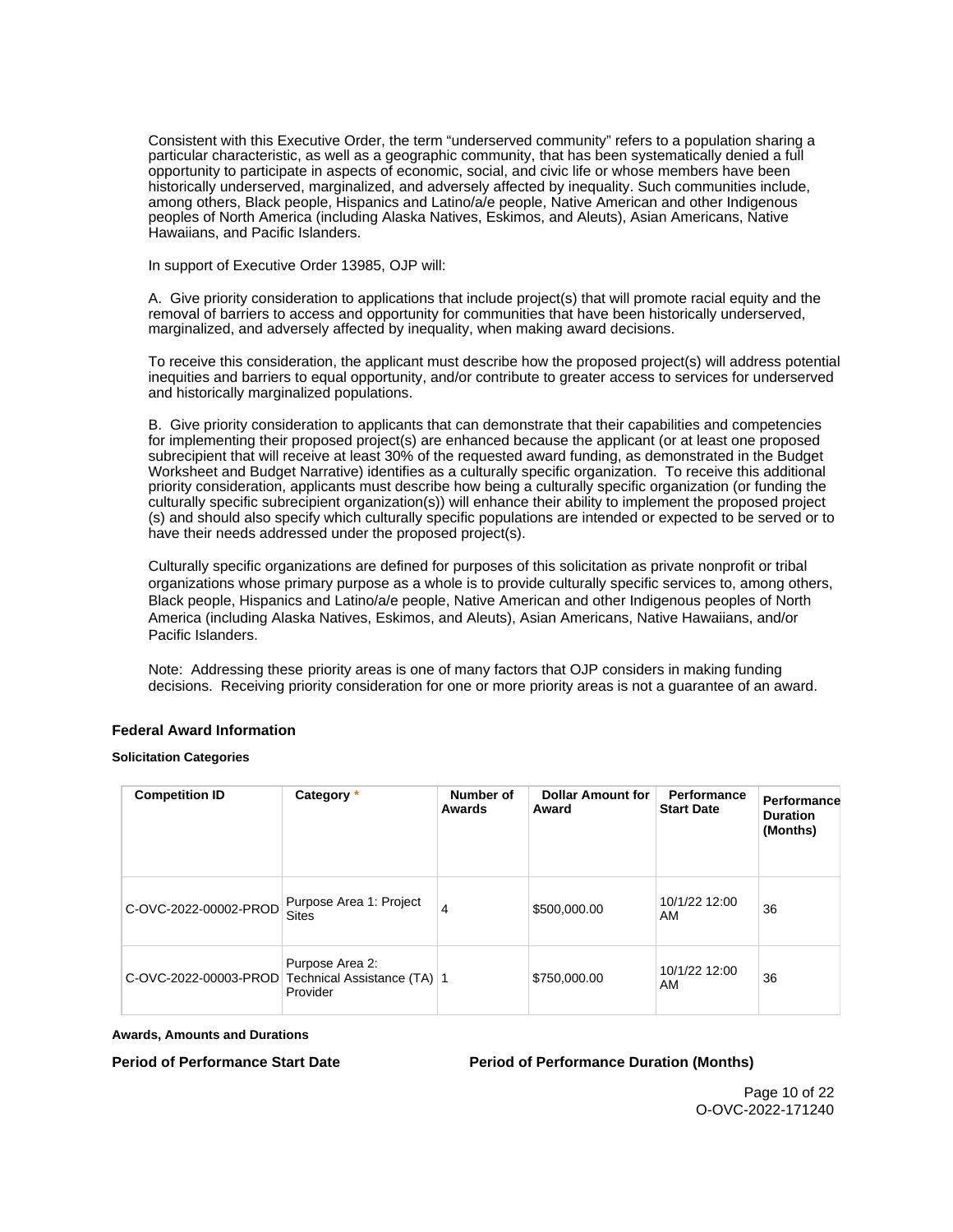Consistent with this Executive Order, the term "underserved community" refers to a population sharing a particular characteristic, as well as a geographic community, that has been systematically denied a full opportunity to participate in aspects of economic, social, and civic life or whose members have been historically underserved, marginalized, and adversely affected by inequality. Such communities include, among others, Black people, Hispanics and Latino/a/e people, Native American and other Indigenous peoples of North America (including Alaska Natives, Eskimos, and Aleuts), Asian Americans, Native Hawaiians, and Pacific Islanders.

In support of Executive Order 13985, OJP will:

A. Give priority consideration to applications that include project(s) that will promote racial equity and the removal of barriers to access and opportunity for communities that have been historically underserved, marginalized, and adversely affected by inequality, when making award decisions.

To receive this consideration, the applicant must describe how the proposed project(s) will address potential inequities and barriers to equal opportunity, and/or contribute to greater access to services for underserved and historically marginalized populations.

B. Give priority consideration to applicants that can demonstrate that their capabilities and competencies for implementing their proposed project(s) are enhanced because the applicant (or at least one proposed subrecipient that will receive at least 30% of the requested award funding, as demonstrated in the Budget Worksheet and Budget Narrative) identifies as a culturally specific organization. To receive this additional priority consideration, applicants must describe how being a culturally specific organization (or funding the culturally specific subrecipient organization(s)) will enhance their ability to implement the proposed project (s) and should also specify which culturally specific populations are intended or expected to be served or to have their needs addressed under the proposed project(s).

Culturally specific organizations are defined for purposes of this solicitation as private nonprofit or tribal organizations whose primary purpose as a whole is to provide culturally specific services to, among others, Black people, Hispanics and Latino/a/e people, Native American and other Indigenous peoples of North America (including Alaska Natives, Eskimos, and Aleuts), Asian Americans, Native Hawaiians, and/or Pacific Islanders.

Note: Addressing these priority areas is one of many factors that OJP considers in making funding decisions. Receiving priority consideration for one or more priority areas is not a guarantee of an award.

### Federal Award Information

#### Solicitation Categories

| Competition ID | Category * | Number of Awards | Dollar Amount for Award | Performance Start Date | Performance Duration (Months) |
|---|---|---|---|---|---|
| C-OVC-2022-00002-PROD | Purpose Area 1: Project Sites | 4 | $500,000.00 | 10/1/22 12:00 AM | 36 |
| C-OVC-2022-00003-PROD | Purpose Area 2: Technical Assistance (TA) Provider | 1 | $750,000.00 | 10/1/22 12:00 AM | 36 |

#### Awards, Amounts and Durations

**Period of Performance Start Date** **Period of Performance Duration (Months)**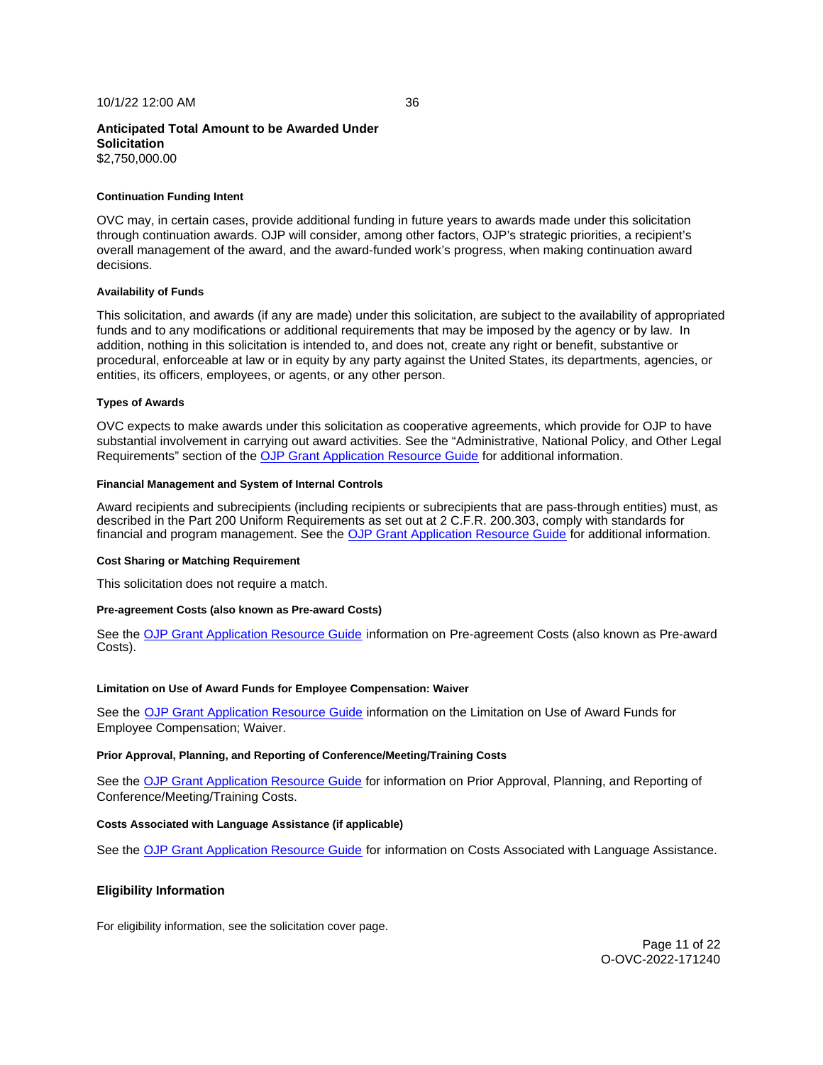10/1/22 12:00 AM 36

**Anticipated Total Amount to be Awarded Under Solicitation**
$2,750,000.00

#### Continuation Funding Intent

OVC may, in certain cases, provide additional funding in future years to awards made under this solicitation through continuation awards. OJP will consider, among other factors, OJP's strategic priorities, a recipient's overall management of the award, and the award-funded work's progress, when making continuation award decisions.

#### Availability of Funds

This solicitation, and awards (if any are made) under this solicitation, are subject to the availability of appropriated funds and to any modifications or additional requirements that may be imposed by the agency or by law. In addition, nothing in this solicitation is intended to, and does not, create any right or benefit, substantive or procedural, enforceable at law or in equity by any party against the United States, its departments, agencies, or entities, its officers, employees, or agents, or any other person.

#### Types of Awards

OVC expects to make awards under this solicitation as cooperative agreements, which provide for OJP to have substantial involvement in carrying out award activities. See the "Administrative, National Policy, and Other Legal Requirements" section of the OJP Grant Application Resource Guide for additional information.

#### Financial Management and System of Internal Controls

Award recipients and subrecipients (including recipients or subrecipients that are pass-through entities) must, as described in the Part 200 Uniform Requirements as set out at 2 C.F.R. 200.303, comply with standards for financial and program management. See the OJP Grant Application Resource Guide for additional information.

#### Cost Sharing or Matching Requirement

This solicitation does not require a match.

#### Pre-agreement Costs (also known as Pre-award Costs)

See the OJP Grant Application Resource Guide information on Pre-agreement Costs (also known as Pre-award Costs).

#### Limitation on Use of Award Funds for Employee Compensation: Waiver

See the OJP Grant Application Resource Guide information on the Limitation on Use of Award Funds for Employee Compensation; Waiver.

#### Prior Approval, Planning, and Reporting of Conference/Meeting/Training Costs

See the OJP Grant Application Resource Guide for information on Prior Approval, Planning, and Reporting of Conference/Meeting/Training Costs.

#### Costs Associated with Language Assistance (if applicable)

See the OJP Grant Application Resource Guide for information on Costs Associated with Language Assistance.

### Eligibility Information

For eligibility information, see the solicitation cover page.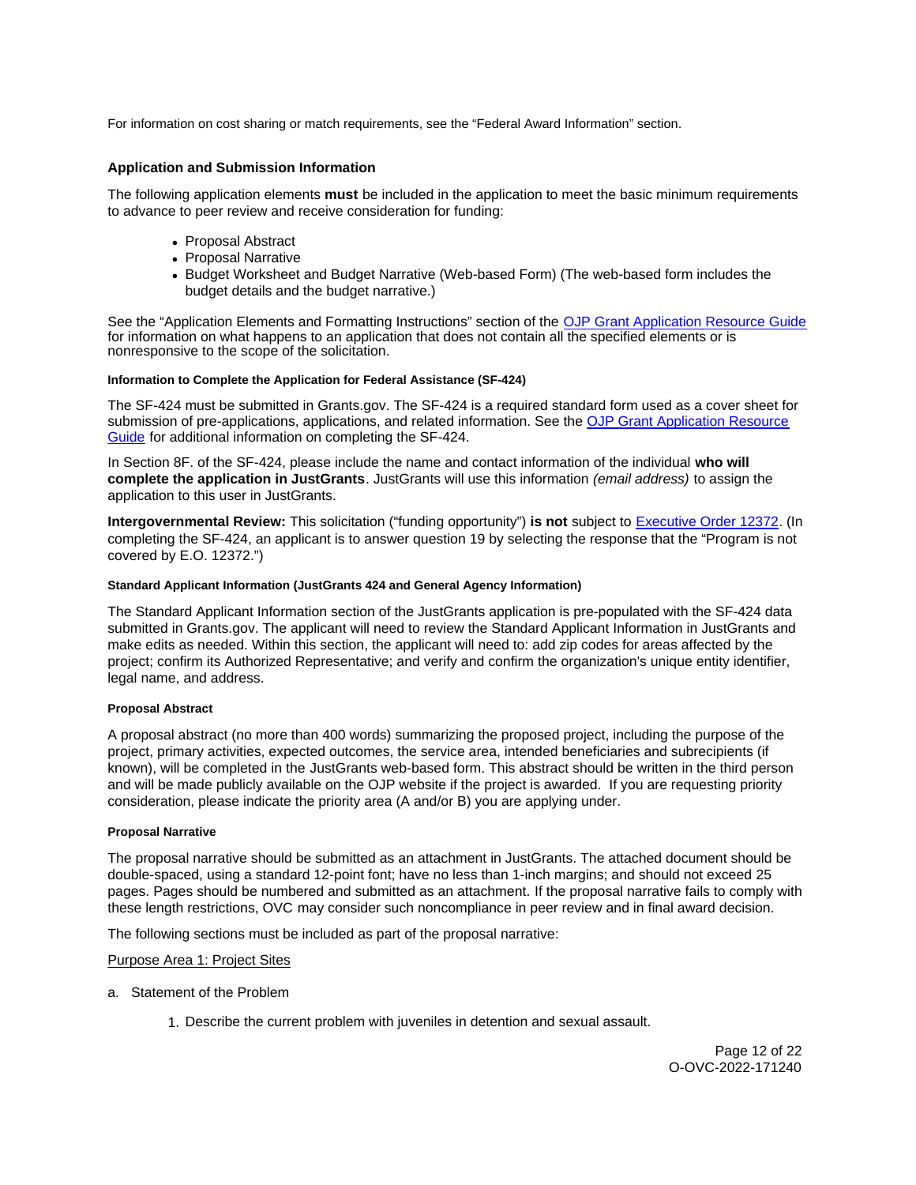For information on cost sharing or match requirements, see the "Federal Award Information" section.

### Application and Submission Information

The following application elements **must** be included in the application to meet the basic minimum requirements to advance to peer review and receive consideration for funding:

- Proposal Abstract
- Proposal Narrative
- Budget Worksheet and Budget Narrative (Web-based Form) (The web-based form includes the budget details and the budget narrative.)

See the "Application Elements and Formatting Instructions" section of the [OJP Grant Application Resource Guide](#) for information on what happens to an application that does not contain all the specified elements or is nonresponsive to the scope of the solicitation.

#### Information to Complete the Application for Federal Assistance (SF-424)

The SF-424 must be submitted in Grants.gov. The SF-424 is a required standard form used as a cover sheet for submission of pre-applications, applications, and related information. See the [OJP Grant Application Resource Guide](#) for additional information on completing the SF-424.

In Section 8F. of the SF-424, please include the name and contact information of the individual **who will complete the application in JustGrants**. JustGrants will use this information *(email address)* to assign the application to this user in JustGrants.

**Intergovernmental Review:** This solicitation ("funding opportunity") **is not** subject to [Executive Order 12372](#). (In completing the SF-424, an applicant is to answer question 19 by selecting the response that the "Program is not covered by E.O. 12372.")

#### Standard Applicant Information (JustGrants 424 and General Agency Information)

The Standard Applicant Information section of the JustGrants application is pre-populated with the SF-424 data submitted in Grants.gov. The applicant will need to review the Standard Applicant Information in JustGrants and make edits as needed. Within this section, the applicant will need to: add zip codes for areas affected by the project; confirm its Authorized Representative; and verify and confirm the organization's unique entity identifier, legal name, and address.

#### Proposal Abstract

A proposal abstract (no more than 400 words) summarizing the proposed project, including the purpose of the project, primary activities, expected outcomes, the service area, intended beneficiaries and subrecipients (if known), will be completed in the JustGrants web-based form. This abstract should be written in the third person and will be made publicly available on the OJP website if the project is awarded. If you are requesting priority consideration, please indicate the priority area (A and/or B) you are applying under.

#### Proposal Narrative

The proposal narrative should be submitted as an attachment in JustGrants. The attached document should be double-spaced, using a standard 12-point font; have no less than 1-inch margins; and should not exceed 25 pages. Pages should be numbered and submitted as an attachment. If the proposal narrative fails to comply with these length restrictions, OVC may consider such noncompliance in peer review and in final award decision.

The following sections must be included as part of the proposal narrative:

<u>Purpose Area 1: Project Sites</u>

a. Statement of the Problem

1. Describe the current problem with juveniles in detention and sexual assault.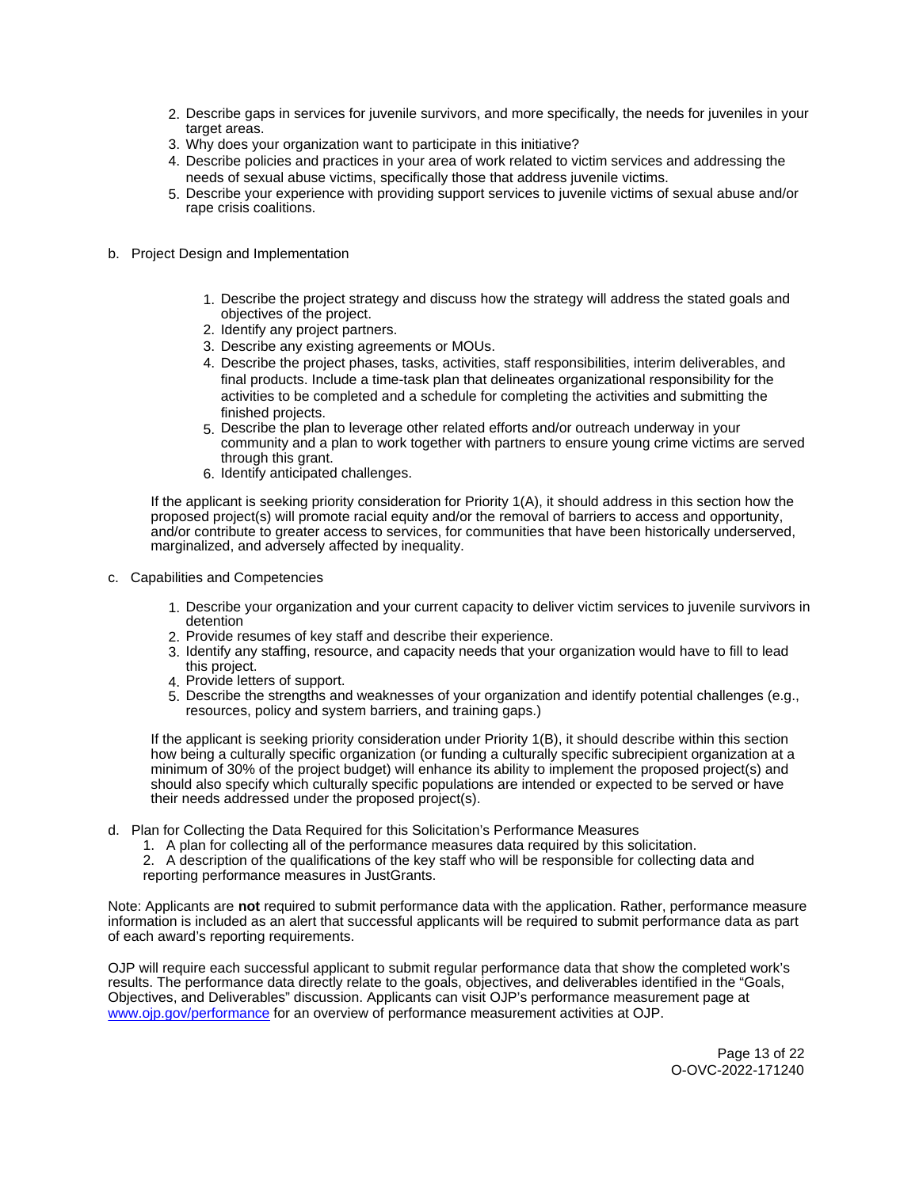2. Describe gaps in services for juvenile survivors, and more specifically, the needs for juveniles in your target areas.
3. Why does your organization want to participate in this initiative?
4. Describe policies and practices in your area of work related to victim services and addressing the needs of sexual abuse victims, specifically those that address juvenile victims.
5. Describe your experience with providing support services to juvenile victims of sexual abuse and/or rape crisis coalitions.

b. Project Design and Implementation

1. Describe the project strategy and discuss how the strategy will address the stated goals and objectives of the project.
2. Identify any project partners.
3. Describe any existing agreements or MOUs.
4. Describe the project phases, tasks, activities, staff responsibilities, interim deliverables, and final products. Include a time-task plan that delineates organizational responsibility for the activities to be completed and a schedule for completing the activities and submitting the finished projects.
5. Describe the plan to leverage other related efforts and/or outreach underway in your community and a plan to work together with partners to ensure young crime victims are served through this grant.
6. Identify anticipated challenges.

If the applicant is seeking priority consideration for Priority 1(A), it should address in this section how the proposed project(s) will promote racial equity and/or the removal of barriers to access and opportunity, and/or contribute to greater access to services, for communities that have been historically underserved, marginalized, and adversely affected by inequality.

c. Capabilities and Competencies

1. Describe your organization and your current capacity to deliver victim services to juvenile survivors in detention
2. Provide resumes of key staff and describe their experience.
3. Identify any staffing, resource, and capacity needs that your organization would have to fill to lead this project.
4. Provide letters of support.
5. Describe the strengths and weaknesses of your organization and identify potential challenges (e.g., resources, policy and system barriers, and training gaps.)

If the applicant is seeking priority consideration under Priority 1(B), it should describe within this section how being a culturally specific organization (or funding a culturally specific subrecipient organization at a minimum of 30% of the project budget) will enhance its ability to implement the proposed project(s) and should also specify which culturally specific populations are intended or expected to be served or have their needs addressed under the proposed project(s).

d. Plan for Collecting the Data Required for this Solicitation's Performance Measures

1. A plan for collecting all of the performance measures data required by this solicitation.
2. A description of the qualifications of the key staff who will be responsible for collecting data and reporting performance measures in JustGrants.

Note: Applicants are **not** required to submit performance data with the application. Rather, performance measure information is included as an alert that successful applicants will be required to submit performance data as part of each award's reporting requirements.

OJP will require each successful applicant to submit regular performance data that show the completed work's results. The performance data directly relate to the goals, objectives, and deliverables identified in the "Goals, Objectives, and Deliverables" discussion. Applicants can visit OJP's performance measurement page at [www.ojp.gov/performance](www.ojp.gov/performance) for an overview of performance measurement activities at OJP.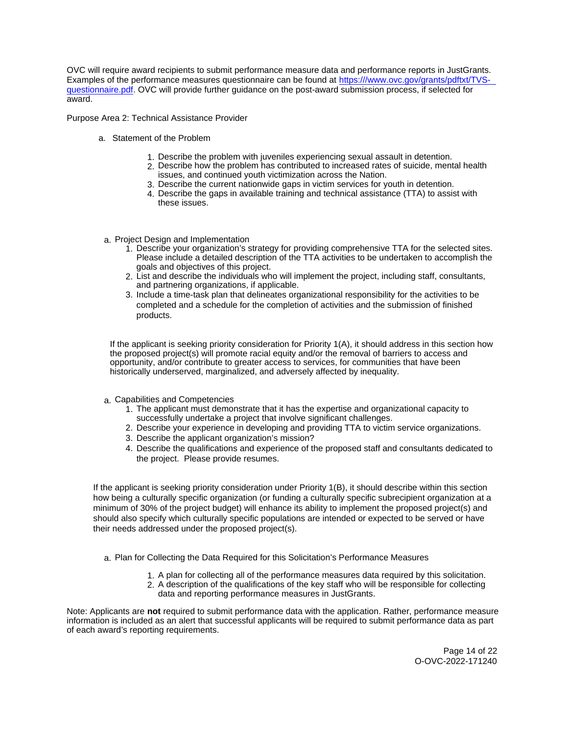OVC will require award recipients to submit performance measure data and performance reports in JustGrants. Examples of the performance measures questionnaire can be found at [https:///www.ovc.gov/grants/pdftxt/TVS-questionnaire.pdf](https:///www.ovc.gov/grants/pdftxt/TVS-questionnaire.pdf). OVC will provide further guidance on the post-award submission process, if selected for award.

Purpose Area 2: Technical Assistance Provider

a. Statement of the Problem

   1. Describe the problem with juveniles experiencing sexual assault in detention.
   2. Describe how the problem has contributed to increased rates of suicide, mental health issues, and continued youth victimization across the Nation.
   3. Describe the current nationwide gaps in victim services for youth in detention.
   4. Describe the gaps in available training and technical assistance (TTA) to assist with these issues.

a. Project Design and Implementation

   1. Describe your organization's strategy for providing comprehensive TTA for the selected sites. Please include a detailed description of the TTA activities to be undertaken to accomplish the goals and objectives of this project.
   2. List and describe the individuals who will implement the project, including staff, consultants, and partnering organizations, if applicable.
   3. Include a time-task plan that delineates organizational responsibility for the activities to be completed and a schedule for the completion of activities and the submission of finished products.

If the applicant is seeking priority consideration for Priority 1(A), it should address in this section how the proposed project(s) will promote racial equity and/or the removal of barriers to access and opportunity, and/or contribute to greater access to services, for communities that have been historically underserved, marginalized, and adversely affected by inequality.

a. Capabilities and Competencies

   1. The applicant must demonstrate that it has the expertise and organizational capacity to successfully undertake a project that involve significant challenges.
   2. Describe your experience in developing and providing TTA to victim service organizations.
   3. Describe the applicant organization's mission?
   4. Describe the qualifications and experience of the proposed staff and consultants dedicated to the project. Please provide resumes.

If the applicant is seeking priority consideration under Priority 1(B), it should describe within this section how being a culturally specific organization (or funding a culturally specific subrecipient organization at a minimum of 30% of the project budget) will enhance its ability to implement the proposed project(s) and should also specify which culturally specific populations are intended or expected to be served or have their needs addressed under the proposed project(s).

a. Plan for Collecting the Data Required for this Solicitation's Performance Measures

   1. A plan for collecting all of the performance measures data required by this solicitation.
   2. A description of the qualifications of the key staff who will be responsible for collecting data and reporting performance measures in JustGrants.

Note: Applicants are **not** required to submit performance data with the application. Rather, performance measure information is included as an alert that successful applicants will be required to submit performance data as part of each award's reporting requirements.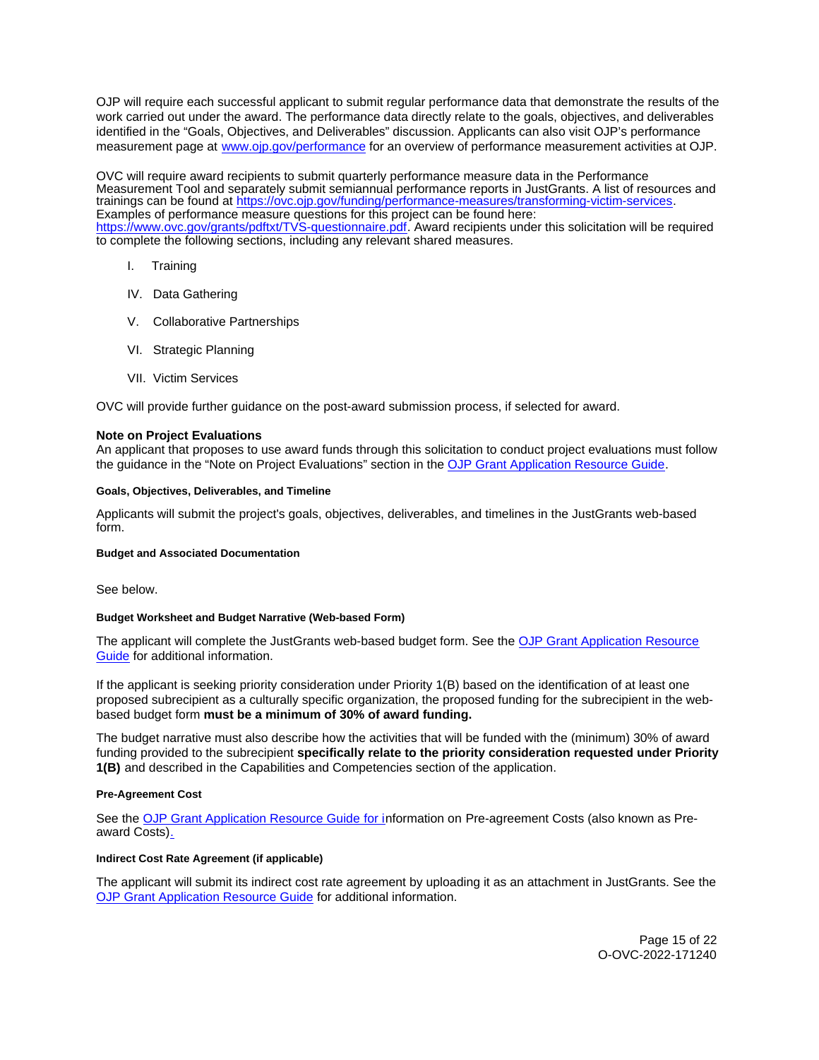OJP will require each successful applicant to submit regular performance data that demonstrate the results of the work carried out under the award. The performance data directly relate to the goals, objectives, and deliverables identified in the "Goals, Objectives, and Deliverables" discussion. Applicants can also visit OJP's performance measurement page at [www.ojp.gov/performance](www.ojp.gov/performance) for an overview of performance measurement activities at OJP.

OVC will require award recipients to submit quarterly performance measure data in the Performance Measurement Tool and separately submit semiannual performance reports in JustGrants. A list of resources and trainings can be found at [https://ovc.ojp.gov/funding/performance-measures/transforming-victim-services](https://ovc.ojp.gov/funding/performance-measures/transforming-victim-services). Examples of performance measure questions for this project can be found here: [https://www.ovc.gov/grants/pdftxt/TVS-questionnaire.pdf](https://www.ovc.gov/grants/pdftxt/TVS-questionnaire.pdf). Award recipients under this solicitation will be required to complete the following sections, including any relevant shared measures.

- I. Training
- IV. Data Gathering
- V. Collaborative Partnerships
- VI. Strategic Planning
- VII. Victim Services

OVC will provide further guidance on the post-award submission process, if selected for award.

**Note on Project Evaluations**

An applicant that proposes to use award funds through this solicitation to conduct project evaluations must follow the guidance in the "Note on Project Evaluations" section in the OJP Grant Application Resource Guide.

#### Goals, Objectives, Deliverables, and Timeline

Applicants will submit the project's goals, objectives, deliverables, and timelines in the JustGrants web-based form.

#### Budget and Associated Documentation

See below.

#### Budget Worksheet and Budget Narrative (Web-based Form)

The applicant will complete the JustGrants web-based budget form. See the OJP Grant Application Resource Guide for additional information.

If the applicant is seeking priority consideration under Priority 1(B) based on the identification of at least one proposed subrecipient as a culturally specific organization, the proposed funding for the subrecipient in the web-based budget form **must be a minimum of 30% of award funding.**

The budget narrative must also describe how the activities that will be funded with the (minimum) 30% of award funding provided to the subrecipient **specifically relate to the priority consideration requested under Priority 1(B)** and described in the Capabilities and Competencies section of the application.

#### Pre-Agreement Cost

See the OJP Grant Application Resource Guide for information on Pre-agreement Costs (also known as Pre-award Costs).

#### Indirect Cost Rate Agreement (if applicable)

The applicant will submit its indirect cost rate agreement by uploading it as an attachment in JustGrants. See the OJP Grant Application Resource Guide for additional information.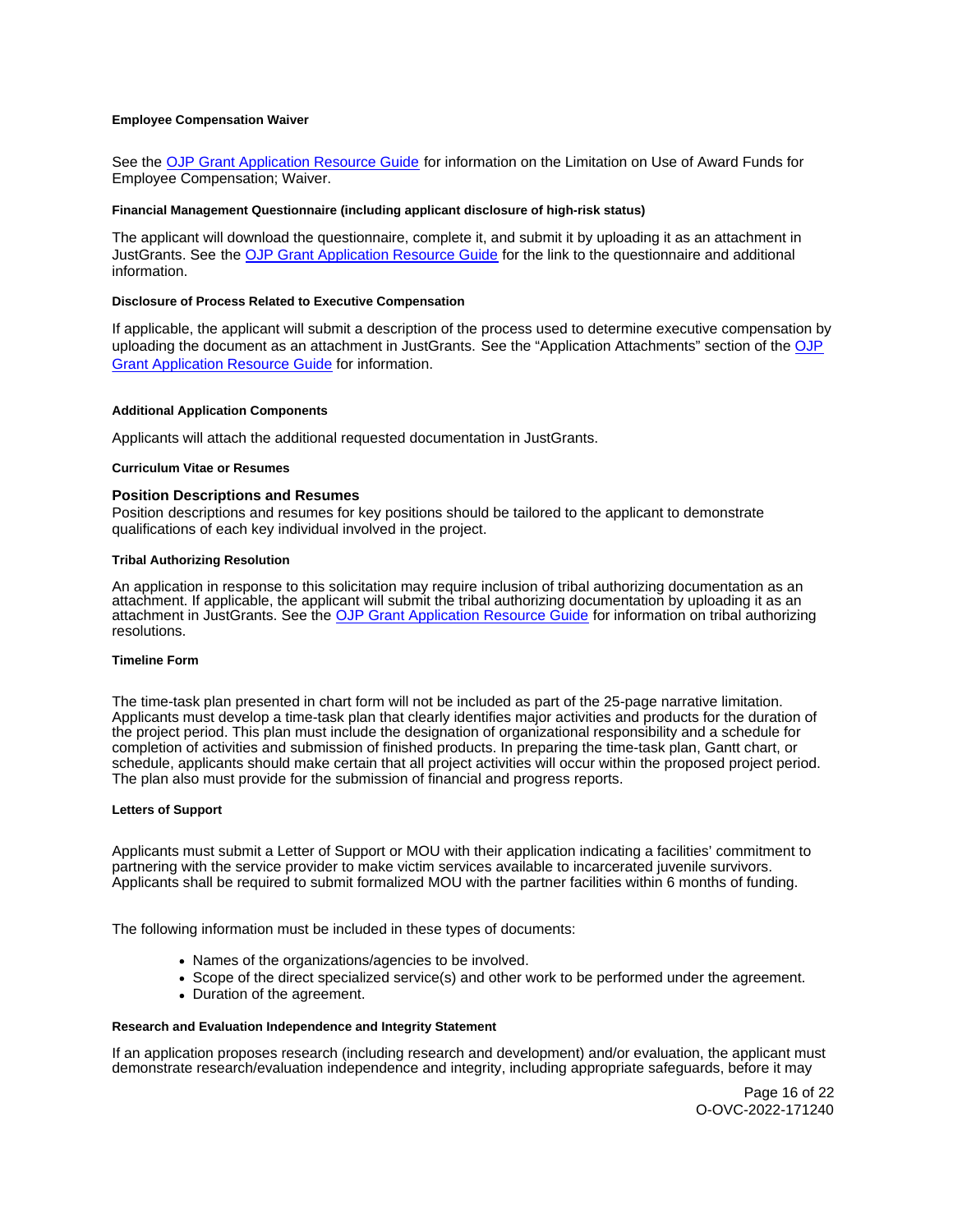#### Employee Compensation Waiver

See the OJP Grant Application Resource Guide for information on the Limitation on Use of Award Funds for Employee Compensation; Waiver.

#### Financial Management Questionnaire (including applicant disclosure of high-risk status)

The applicant will download the questionnaire, complete it, and submit it by uploading it as an attachment in JustGrants. See the OJP Grant Application Resource Guide for the link to the questionnaire and additional information.

#### Disclosure of Process Related to Executive Compensation

If applicable, the applicant will submit a description of the process used to determine executive compensation by uploading the document as an attachment in JustGrants. See the "Application Attachments" section of the OJP Grant Application Resource Guide for information.

#### Additional Application Components

Applicants will attach the additional requested documentation in JustGrants.

#### Curriculum Vitae or Resumes

### Position Descriptions and Resumes

Position descriptions and resumes for key positions should be tailored to the applicant to demonstrate qualifications of each key individual involved in the project.

#### Tribal Authorizing Resolution

An application in response to this solicitation may require inclusion of tribal authorizing documentation as an attachment. If applicable, the applicant will submit the tribal authorizing documentation by uploading it as an attachment in JustGrants. See the OJP Grant Application Resource Guide for information on tribal authorizing resolutions.

#### Timeline Form

The time-task plan presented in chart form will not be included as part of the 25-page narrative limitation. Applicants must develop a time-task plan that clearly identifies major activities and products for the duration of the project period. This plan must include the designation of organizational responsibility and a schedule for completion of activities and submission of finished products. In preparing the time-task plan, Gantt chart, or schedule, applicants should make certain that all project activities will occur within the proposed project period. The plan also must provide for the submission of financial and progress reports.

#### Letters of Support

Applicants must submit a Letter of Support or MOU with their application indicating a facilities' commitment to partnering with the service provider to make victim services available to incarcerated juvenile survivors. Applicants shall be required to submit formalized MOU with the partner facilities within 6 months of funding.

The following information must be included in these types of documents:

- Names of the organizations/agencies to be involved.
- Scope of the direct specialized service(s) and other work to be performed under the agreement.
- Duration of the agreement.

#### Research and Evaluation Independence and Integrity Statement

If an application proposes research (including research and development) and/or evaluation, the applicant must demonstrate research/evaluation independence and integrity, including appropriate safeguards, before it may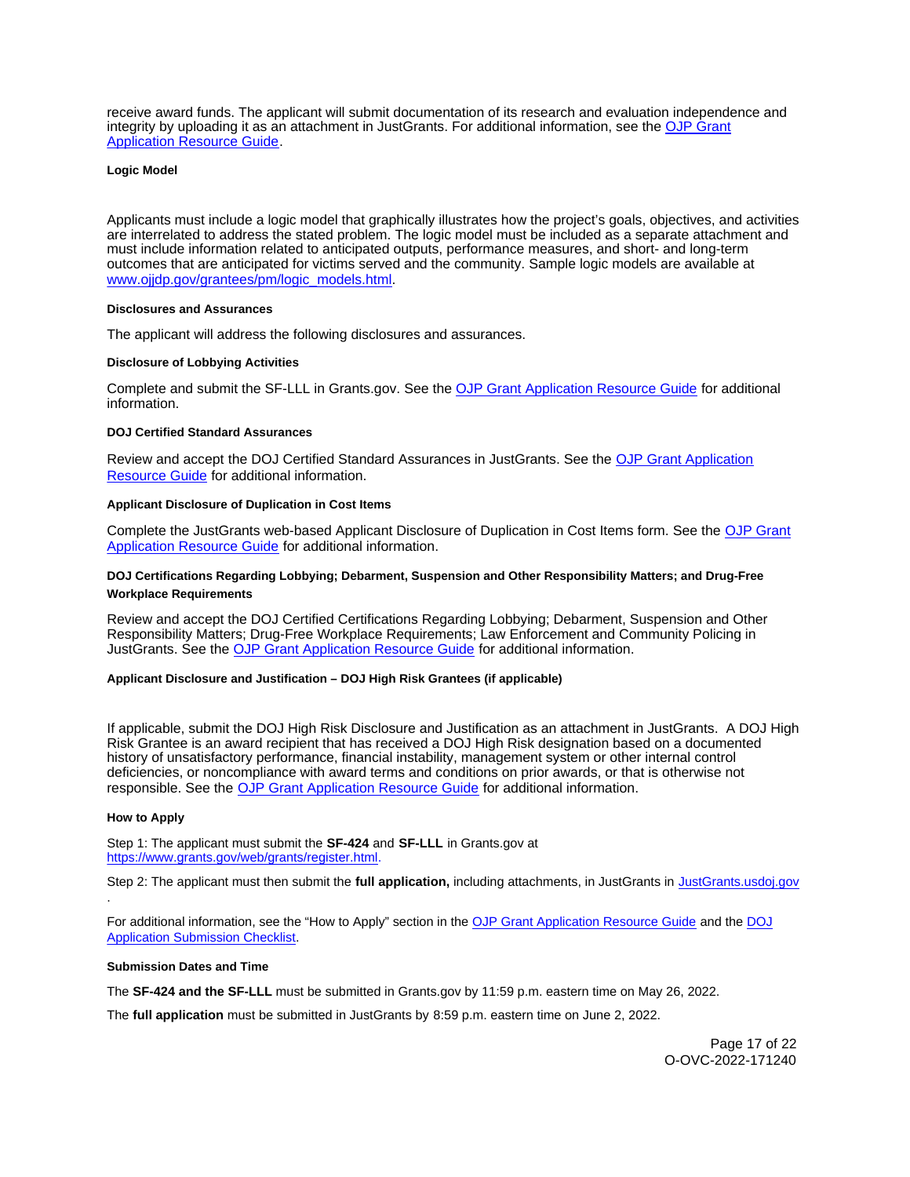receive award funds. The applicant will submit documentation of its research and evaluation independence and integrity by uploading it as an attachment in JustGrants. For additional information, see the [OJP Grant Application Resource Guide](#).

#### Logic Model

Applicants must include a logic model that graphically illustrates how the project's goals, objectives, and activities are interrelated to address the stated problem. The logic model must be included as a separate attachment and must include information related to anticipated outputs, performance measures, and short- and long-term outcomes that are anticipated for victims served and the community. Sample logic models are available at [www.ojjdp.gov/grantees/pm/logic_models.html](www.ojjdp.gov/grantees/pm/logic_models.html).

#### Disclosures and Assurances

The applicant will address the following disclosures and assurances.

#### Disclosure of Lobbying Activities

Complete and submit the SF-LLL in Grants.gov. See the [OJP Grant Application Resource Guide](#) for additional information.

#### DOJ Certified Standard Assurances

Review and accept the DOJ Certified Standard Assurances in JustGrants. See the [OJP Grant Application Resource Guide](#) for additional information.

#### Applicant Disclosure of Duplication in Cost Items

Complete the JustGrants web-based Applicant Disclosure of Duplication in Cost Items form. See the [OJP Grant Application Resource Guide](#) for additional information.

#### DOJ Certifications Regarding Lobbying; Debarment, Suspension and Other Responsibility Matters; and Drug-Free Workplace Requirements

Review and accept the DOJ Certified Certifications Regarding Lobbying; Debarment, Suspension and Other Responsibility Matters; Drug-Free Workplace Requirements; Law Enforcement and Community Policing in JustGrants. See the [OJP Grant Application Resource Guide](#) for additional information.

#### Applicant Disclosure and Justification – DOJ High Risk Grantees (if applicable)

If applicable, submit the DOJ High Risk Disclosure and Justification as an attachment in JustGrants. A DOJ High Risk Grantee is an award recipient that has received a DOJ High Risk designation based on a documented history of unsatisfactory performance, financial instability, management system or other internal control deficiencies, or noncompliance with award terms and conditions on prior awards, or that is otherwise not responsible. See the [OJP Grant Application Resource Guide](#) for additional information.

#### How to Apply

Step 1: The applicant must submit the **SF-424** and **SF-LLL** in Grants.gov at [https://www.grants.gov/web/grants/register.html](https://www.grants.gov/web/grants/register.html).

Step 2: The applicant must then submit the **full application,** including attachments, in JustGrants in [JustGrants.usdoj.gov](JustGrants.usdoj.gov).

For additional information, see the "How to Apply" section in the [OJP Grant Application Resource Guide](#) and the [DOJ Application Submission Checklist](#).

#### Submission Dates and Time

The **SF-424 and the SF-LLL** must be submitted in Grants.gov by 11:59 p.m. eastern time on May 26, 2022.

The **full application** must be submitted in JustGrants by 8:59 p.m. eastern time on June 2, 2022.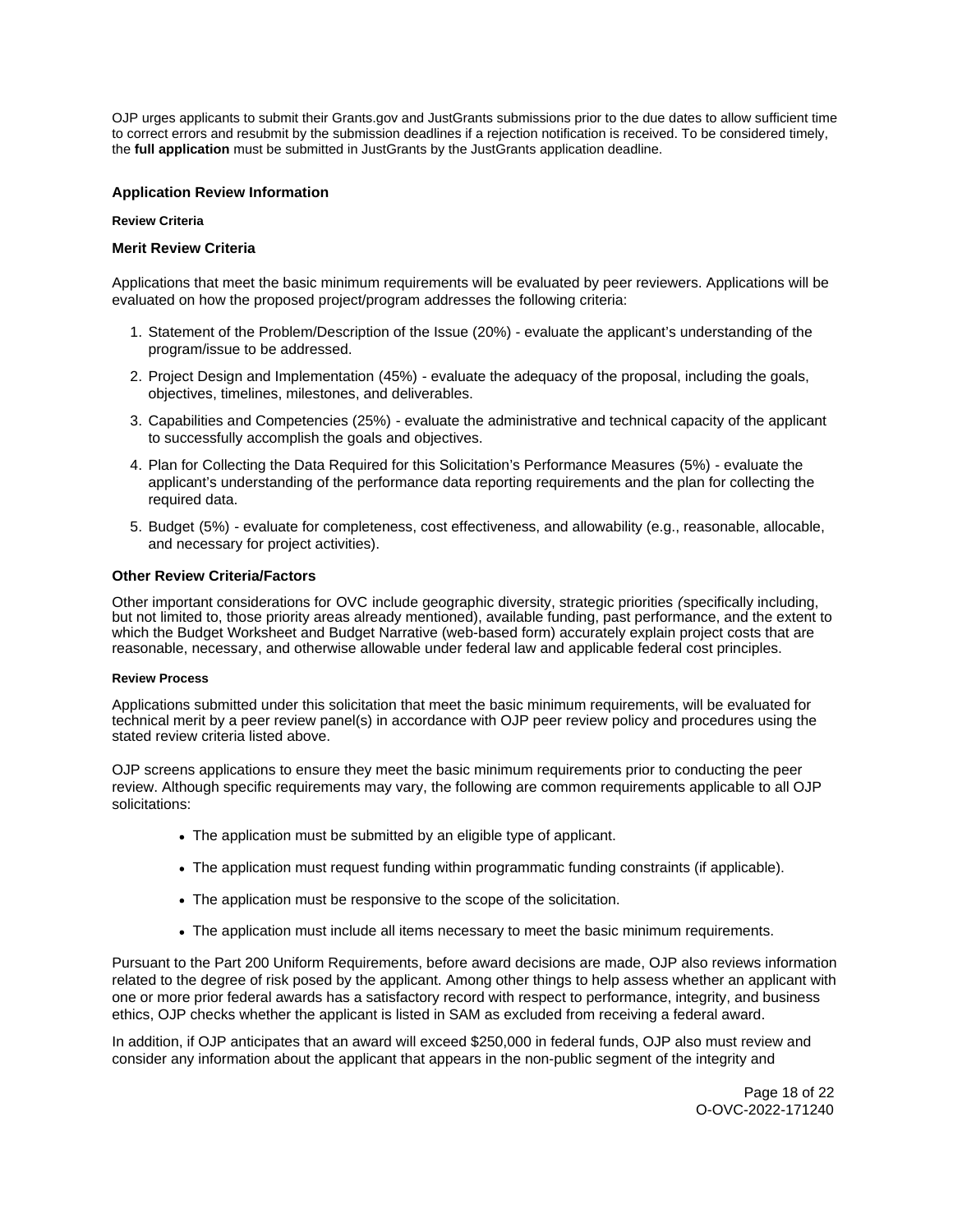OJP urges applicants to submit their Grants.gov and JustGrants submissions prior to the due dates to allow sufficient time to correct errors and resubmit by the submission deadlines if a rejection notification is received. To be considered timely, the **full application** must be submitted in JustGrants by the JustGrants application deadline.

### Application Review Information

#### Review Criteria

### Merit Review Criteria

Applications that meet the basic minimum requirements will be evaluated by peer reviewers. Applications will be evaluated on how the proposed project/program addresses the following criteria:

1. Statement of the Problem/Description of the Issue (20%) - evaluate the applicant's understanding of the program/issue to be addressed.
2. Project Design and Implementation (45%) - evaluate the adequacy of the proposal, including the goals, objectives, timelines, milestones, and deliverables.
3. Capabilities and Competencies (25%) - evaluate the administrative and technical capacity of the applicant to successfully accomplish the goals and objectives.
4. Plan for Collecting the Data Required for this Solicitation's Performance Measures (5%) - evaluate the applicant's understanding of the performance data reporting requirements and the plan for collecting the required data.
5. Budget (5%) - evaluate for completeness, cost effectiveness, and allowability (e.g., reasonable, allocable, and necessary for project activities).

### Other Review Criteria/Factors

Other important considerations for OVC include geographic diversity, strategic priorities *(*specifically including, but not limited to, those priority areas already mentioned), available funding, past performance, and the extent to which the Budget Worksheet and Budget Narrative (web-based form) accurately explain project costs that are reasonable, necessary, and otherwise allowable under federal law and applicable federal cost principles.

#### Review Process

Applications submitted under this solicitation that meet the basic minimum requirements, will be evaluated for technical merit by a peer review panel(s) in accordance with OJP peer review policy and procedures using the stated review criteria listed above.

OJP screens applications to ensure they meet the basic minimum requirements prior to conducting the peer review. Although specific requirements may vary, the following are common requirements applicable to all OJP solicitations:

- The application must be submitted by an eligible type of applicant.
- The application must request funding within programmatic funding constraints (if applicable).
- The application must be responsive to the scope of the solicitation.
- The application must include all items necessary to meet the basic minimum requirements.

Pursuant to the Part 200 Uniform Requirements, before award decisions are made, OJP also reviews information related to the degree of risk posed by the applicant. Among other things to help assess whether an applicant with one or more prior federal awards has a satisfactory record with respect to performance, integrity, and business ethics, OJP checks whether the applicant is listed in SAM as excluded from receiving a federal award.

In addition, if OJP anticipates that an award will exceed $250,000 in federal funds, OJP also must review and consider any information about the applicant that appears in the non-public segment of the integrity and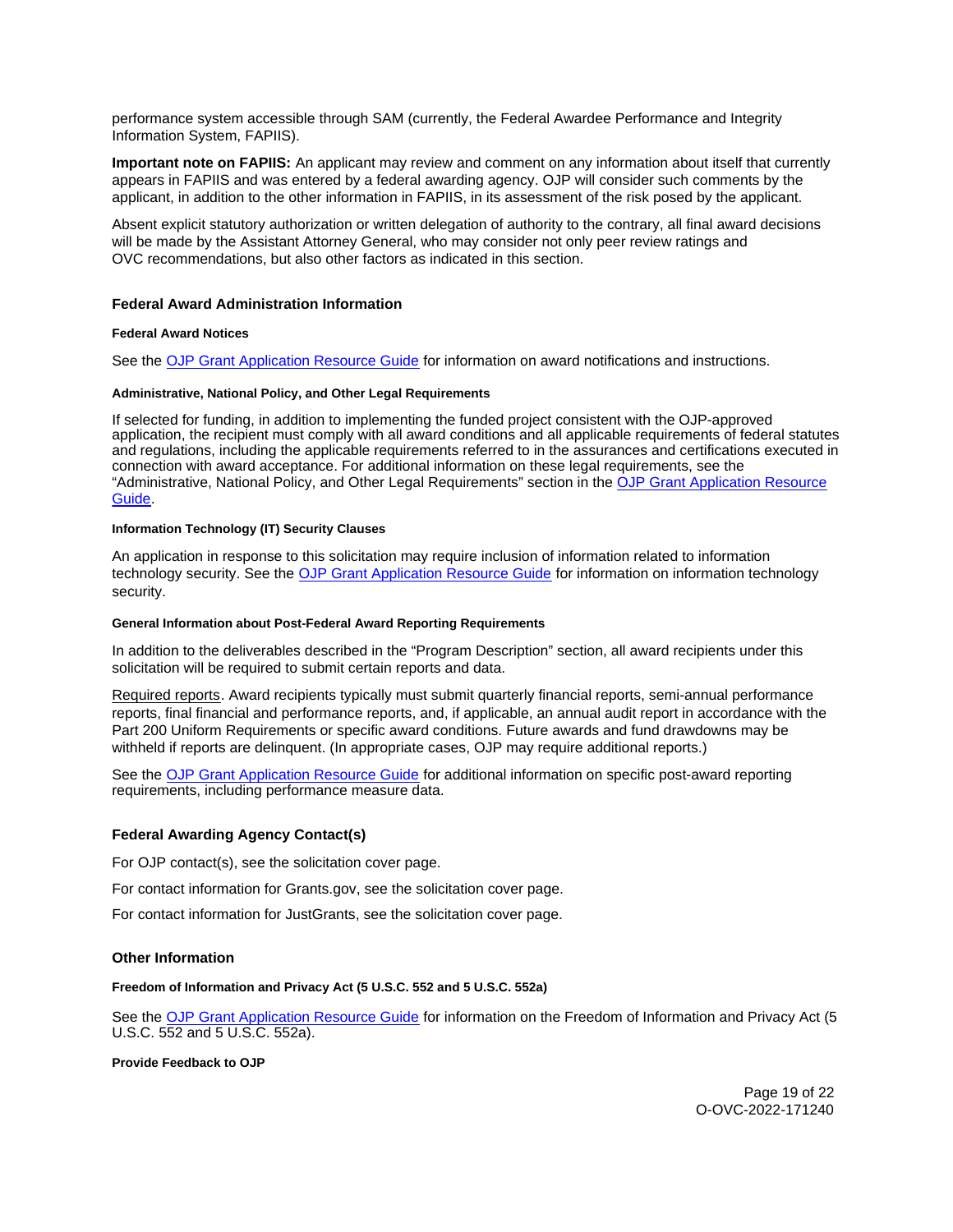performance system accessible through SAM (currently, the Federal Awardee Performance and Integrity Information System, FAPIIS).

**Important note on FAPIIS:** An applicant may review and comment on any information about itself that currently appears in FAPIIS and was entered by a federal awarding agency. OJP will consider such comments by the applicant, in addition to the other information in FAPIIS, in its assessment of the risk posed by the applicant.

Absent explicit statutory authorization or written delegation of authority to the contrary, all final award decisions will be made by the Assistant Attorney General, who may consider not only peer review ratings and OVC recommendations, but also other factors as indicated in this section.

## Federal Award Administration Information

#### Federal Award Notices

See the OJP Grant Application Resource Guide for information on award notifications and instructions.

#### Administrative, National Policy, and Other Legal Requirements

If selected for funding, in addition to implementing the funded project consistent with the OJP-approved application, the recipient must comply with all award conditions and all applicable requirements of federal statutes and regulations, including the applicable requirements referred to in the assurances and certifications executed in connection with award acceptance. For additional information on these legal requirements, see the "Administrative, National Policy, and Other Legal Requirements" section in the OJP Grant Application Resource Guide.

#### Information Technology (IT) Security Clauses

An application in response to this solicitation may require inclusion of information related to information technology security. See the OJP Grant Application Resource Guide for information on information technology security.

#### General Information about Post-Federal Award Reporting Requirements

In addition to the deliverables described in the "Program Description" section, all award recipients under this solicitation will be required to submit certain reports and data.

Required reports. Award recipients typically must submit quarterly financial reports, semi-annual performance reports, final financial and performance reports, and, if applicable, an annual audit report in accordance with the Part 200 Uniform Requirements or specific award conditions. Future awards and fund drawdowns may be withheld if reports are delinquent. (In appropriate cases, OJP may require additional reports.)

See the OJP Grant Application Resource Guide for additional information on specific post-award reporting requirements, including performance measure data.

## Federal Awarding Agency Contact(s)

For OJP contact(s), see the solicitation cover page.

For contact information for Grants.gov, see the solicitation cover page.

For contact information for JustGrants, see the solicitation cover page.

## Other Information

#### Freedom of Information and Privacy Act (5 U.S.C. 552 and 5 U.S.C. 552a)

See the OJP Grant Application Resource Guide for information on the Freedom of Information and Privacy Act (5 U.S.C. 552 and 5 U.S.C. 552a).

#### Provide Feedback to OJP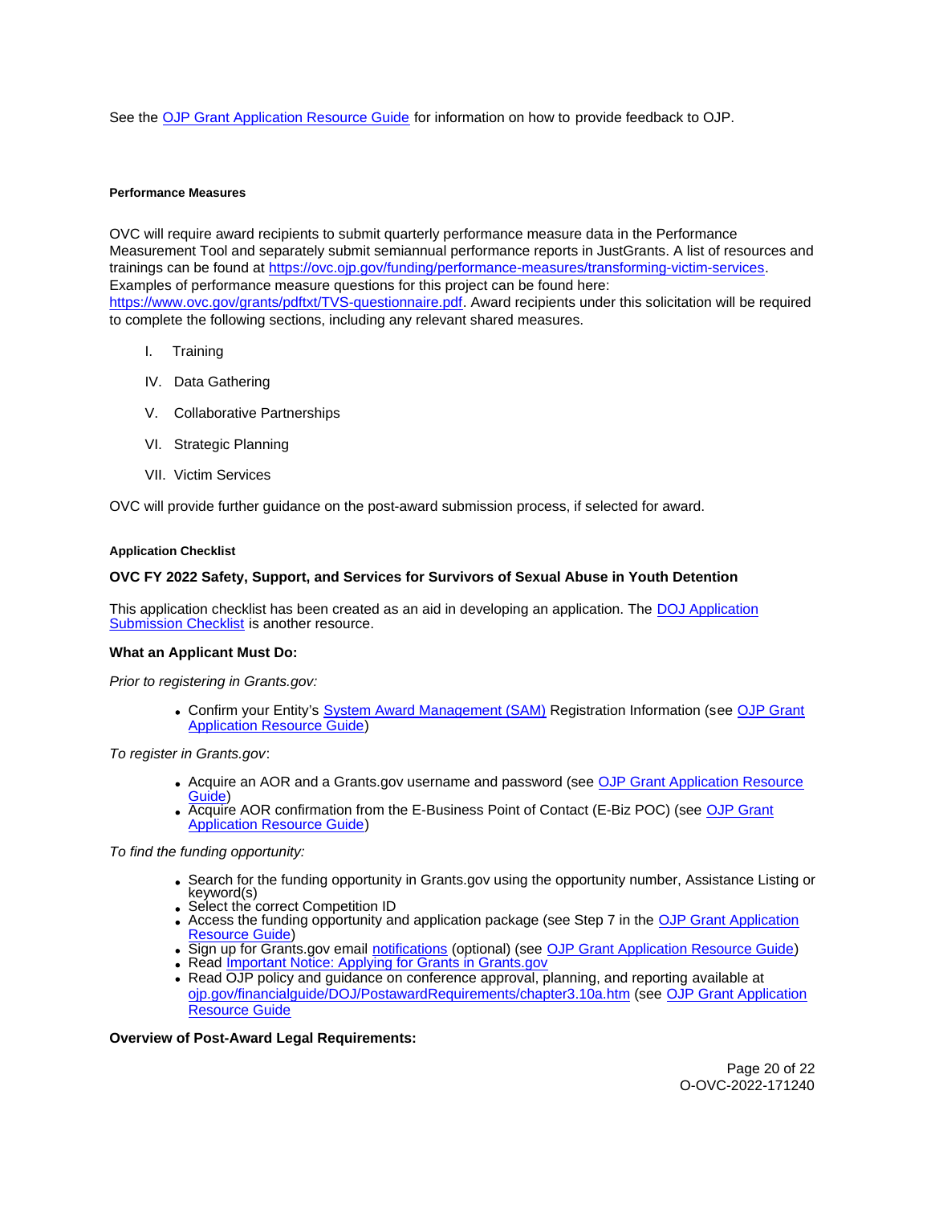See the OJP Grant Application Resource Guide for information on how to provide feedback to OJP.

#### Performance Measures

OVC will require award recipients to submit quarterly performance measure data in the Performance Measurement Tool and separately submit semiannual performance reports in JustGrants. A list of resources and trainings can be found at https://ovc.ojp.gov/funding/performance-measures/transforming-victim-services. Examples of performance measure questions for this project can be found here: https://www.ovc.gov/grants/pdftxt/TVS-questionnaire.pdf. Award recipients under this solicitation will be required to complete the following sections, including any relevant shared measures.

- I. Training
- IV. Data Gathering
- V. Collaborative Partnerships
- VI. Strategic Planning
- VII. Victim Services

OVC will provide further guidance on the post-award submission process, if selected for award.

#### Application Checklist

**OVC FY 2022 Safety, Support, and Services for Survivors of Sexual Abuse in Youth Detention**

This application checklist has been created as an aid in developing an application. The DOJ Application Submission Checklist is another resource.

**What an Applicant Must Do:**

*Prior to registering in Grants.gov:*

- Confirm your Entity's System Award Management (SAM) Registration Information (see OJP Grant Application Resource Guide)

*To register in Grants.gov*:

- Acquire an AOR and a Grants.gov username and password (see OJP Grant Application Resource Guide)
- Acquire AOR confirmation from the E-Business Point of Contact (E-Biz POC) (see OJP Grant Application Resource Guide)

*To find the funding opportunity:*

- Search for the funding opportunity in Grants.gov using the opportunity number, Assistance Listing or keyword(s)
- Select the correct Competition ID
- Access the funding opportunity and application package (see Step 7 in the OJP Grant Application Resource Guide)
- Sign up for Grants.gov email notifications (optional) (see OJP Grant Application Resource Guide)
- Read Important Notice: Applying for Grants in Grants.gov
- Read OJP policy and guidance on conference approval, planning, and reporting available at ojp.gov/financialguide/DOJ/PostawardRequirements/chapter3.10a.htm (see OJP Grant Application Resource Guide

**Overview of Post-Award Legal Requirements:**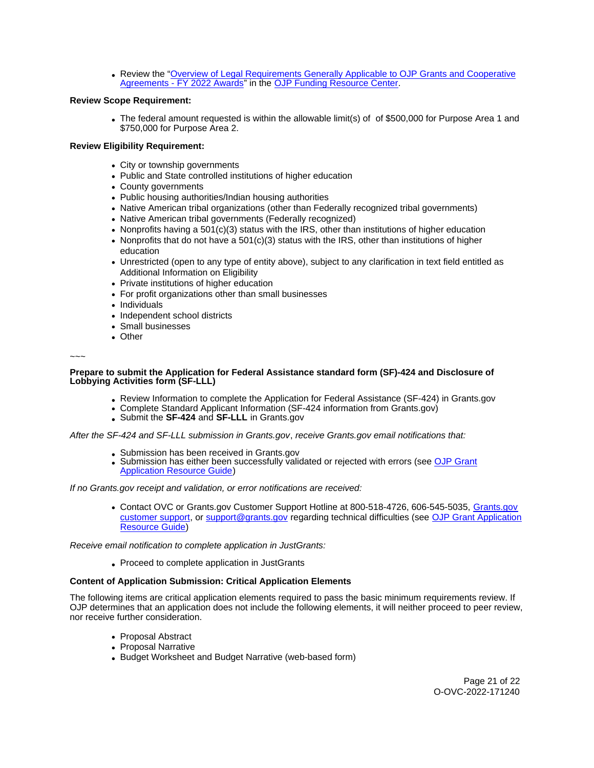- Review the "[Overview of Legal Requirements Generally Applicable to OJP Grants and Cooperative Agreements - FY 2022 Awards]" in the [OJP Funding Resource Center].

**Review Scope Requirement:**

- The federal amount requested is within the allowable limit(s) of of $500,000 for Purpose Area 1 and $750,000 for Purpose Area 2.

**Review Eligibility Requirement:**

- City or township governments
- Public and State controlled institutions of higher education
- County governments
- Public housing authorities/Indian housing authorities
- Native American tribal organizations (other than Federally recognized tribal governments)
- Native American tribal governments (Federally recognized)
- Nonprofits having a 501(c)(3) status with the IRS, other than institutions of higher education
- Nonprofits that do not have a 501(c)(3) status with the IRS, other than institutions of higher education
- Unrestricted (open to any type of entity above), subject to any clarification in text field entitled as Additional Information on Eligibility
- Private institutions of higher education
- For profit organizations other than small businesses
- Individuals
- Independent school districts
- Small businesses
- Other

~~~

**Prepare to submit the Application for Federal Assistance standard form (SF)-424 and Disclosure of Lobbying Activities form (SF-LLL)**

- Review Information to complete the Application for Federal Assistance (SF-424) in Grants.gov
- Complete Standard Applicant Information (SF-424 information from Grants.gov)
- Submit the **SF-424** and **SF-LLL** in Grants.gov

*After the SF-424 and SF-LLL submission in Grants.gov*, *receive Grants.gov email notifications that:*

- Submission has been received in Grants.gov
- Submission has either been successfully validated or rejected with errors (see [OJP Grant Application Resource Guide])

*If no Grants.gov receipt and validation, or error notifications are received:*

- Contact OVC or Grants.gov Customer Support Hotline at 800-518-4726, 606-545-5035, [Grants.gov customer support], or [support@grants.gov] regarding technical difficulties (see [OJP Grant Application Resource Guide])

*Receive email notification to complete application in JustGrants:*

- Proceed to complete application in JustGrants

**Content of Application Submission: Critical Application Elements**

The following items are critical application elements required to pass the basic minimum requirements review. If OJP determines that an application does not include the following elements, it will neither proceed to peer review, nor receive further consideration.

- Proposal Abstract
- Proposal Narrative
- Budget Worksheet and Budget Narrative (web-based form)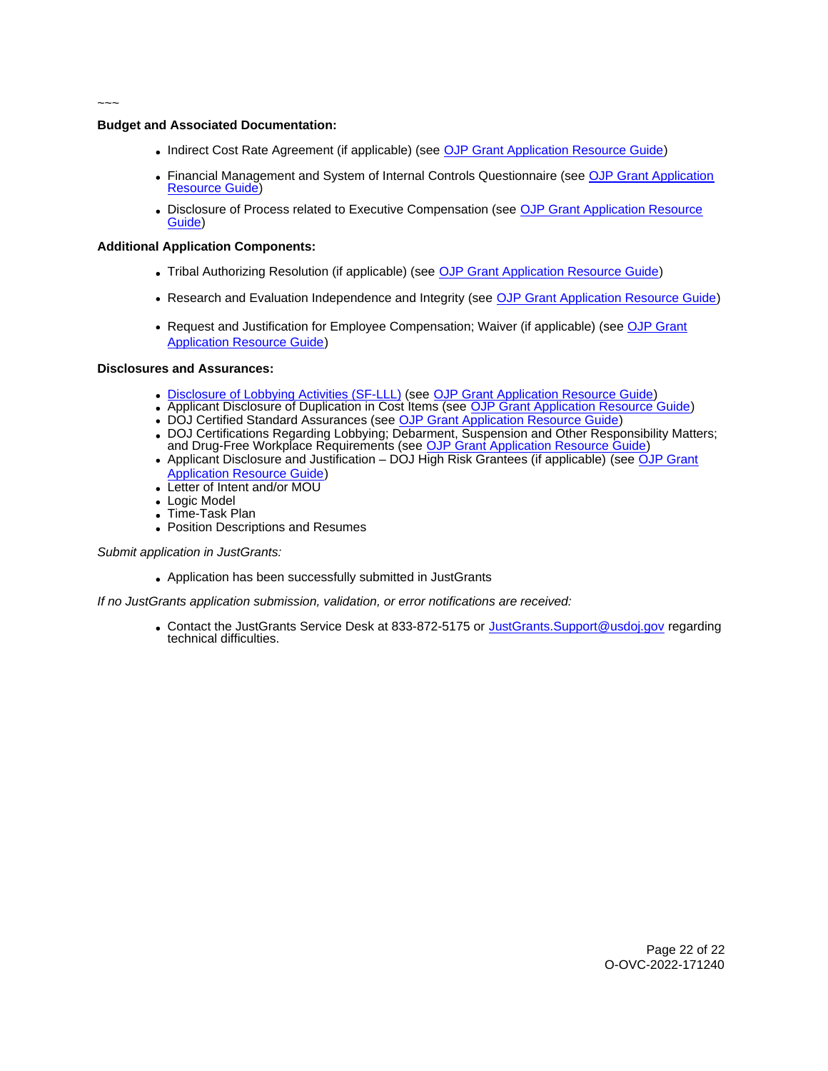~~~

**Budget and Associated Documentation:**

- Indirect Cost Rate Agreement (if applicable) (see OJP Grant Application Resource Guide)
- Financial Management and System of Internal Controls Questionnaire (see OJP Grant Application Resource Guide)
- Disclosure of Process related to Executive Compensation (see OJP Grant Application Resource Guide)

**Additional Application Components:**

- Tribal Authorizing Resolution (if applicable) (see OJP Grant Application Resource Guide)
- Research and Evaluation Independence and Integrity (see OJP Grant Application Resource Guide)
- Request and Justification for Employee Compensation; Waiver (if applicable) (see OJP Grant Application Resource Guide)

**Disclosures and Assurances:**

- Disclosure of Lobbying Activities (SF-LLL) (see OJP Grant Application Resource Guide)
- Applicant Disclosure of Duplication in Cost Items (see OJP Grant Application Resource Guide)
- DOJ Certified Standard Assurances (see OJP Grant Application Resource Guide)
- DOJ Certifications Regarding Lobbying; Debarment, Suspension and Other Responsibility Matters; and Drug-Free Workplace Requirements (see OJP Grant Application Resource Guide)
- Applicant Disclosure and Justification – DOJ High Risk Grantees (if applicable) (see OJP Grant Application Resource Guide)
- Letter of Intent and/or MOU
- Logic Model
- Time-Task Plan
- Position Descriptions and Resumes

*Submit application in JustGrants:*

- Application has been successfully submitted in JustGrants

*If no JustGrants application submission, validation, or error notifications are received:*

- Contact the JustGrants Service Desk at 833-872-5175 or JustGrants.Support@usdoj.gov regarding technical difficulties.